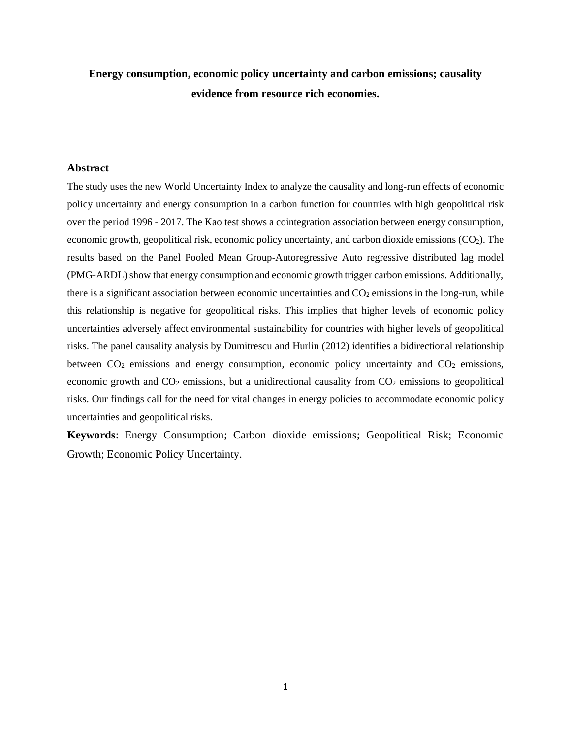# Energy consumption, economic policy uncertainty and carbon emissions; causality evidence from resource rich economies.

## Abstract

The study uses the new World Uncertainty Index to analyze the causality and long-run effects of economic policy uncertainty and energy consumption in a carbon function for countries with high geopolitical risk over the period 1996 - 2017. The Kao test shows a cointegration association between energy consumption, economic growth, geopolitical risk, economic policy uncertainty, and carbon dioxide emissions ($CO_2$). The results based on the Panel Pooled Mean Group-Autoregressive Auto regressive distributed lag model (PMG-ARDL) show that energy consumption and economic growth trigger carbon emissions. Additionally, there is a significant association between economic uncertainties and $CO_2$ emissions in the long-run, while this relationship is negative for geopolitical risks. This implies that higher levels of economic policy uncertainties adversely affect environmental sustainability for countries with higher levels of geopolitical risks. The panel causality analysis by Dumitrescu and Hurlin (2012) identifies a bidirectional relationship between $CO_2$ emissions and energy consumption, economic policy uncertainty and $CO_2$ emissions, economic growth and $CO_2$ emissions, but a unidirectional causality from $CO_2$ emissions to geopolitical risks. Our findings call for the need for vital changes in energy policies to accommodate economic policy uncertainties and geopolitical risks.

**Keywords**: Energy Consumption; Carbon dioxide emissions; Geopolitical Risk; Economic Growth; Economic Policy Uncertainty.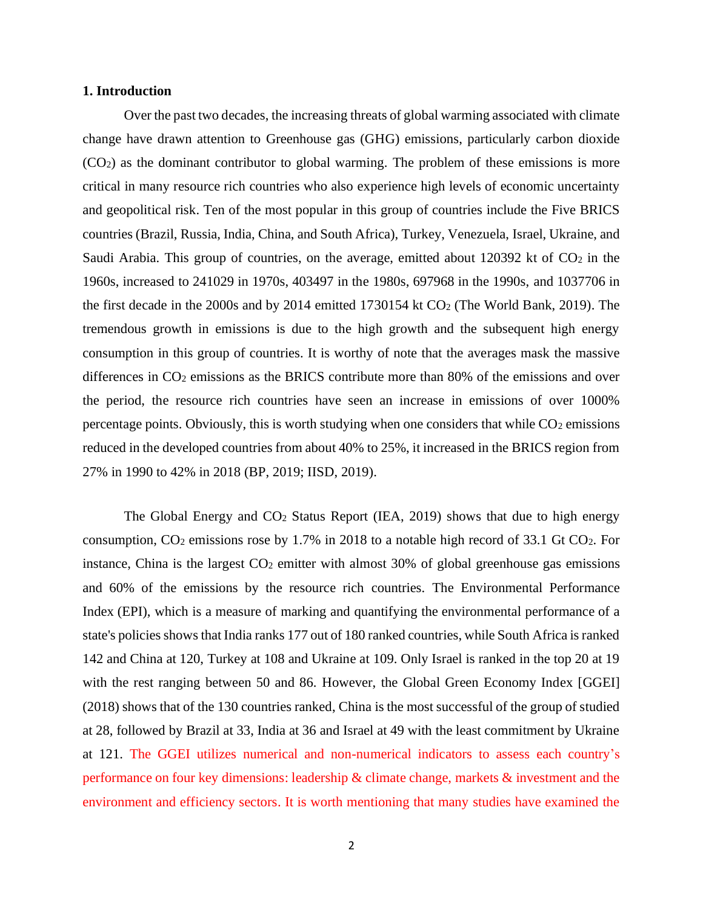## 1. Introduction

Over the past two decades, the increasing threats of global warming associated with climate change have drawn attention to Greenhouse gas (GHG) emissions, particularly carbon dioxide ($CO_2$) as the dominant contributor to global warming. The problem of these emissions is more critical in many resource rich countries who also experience high levels of economic uncertainty and geopolitical risk. Ten of the most popular in this group of countries include the Five BRICS countries (Brazil, Russia, India, China, and South Africa), Turkey, Venezuela, Israel, Ukraine, and Saudi Arabia. This group of countries, on the average, emitted about 120392 kt of $CO_2$ in the 1960s, increased to 241029 in 1970s, 403497 in the 1980s, 697968 in the 1990s, and 1037706 in the first decade in the 2000s and by 2014 emitted 1730154 kt $CO_2$ (The World Bank, 2019). The tremendous growth in emissions is due to the high growth and the subsequent high energy consumption in this group of countries. It is worthy of note that the averages mask the massive differences in $CO_2$ emissions as the BRICS contribute more than 80% of the emissions and over the period, the resource rich countries have seen an increase in emissions of over 1000% percentage points. Obviously, this is worth studying when one considers that while $CO_2$ emissions reduced in the developed countries from about 40% to 25%, it increased in the BRICS region from 27% in 1990 to 42% in 2018 (BP, 2019; IISD, 2019).

The Global Energy and $CO_2$ Status Report (IEA, 2019) shows that due to high energy consumption, $CO_2$ emissions rose by 1.7% in 2018 to a notable high record of 33.1 Gt $CO_2$. For instance, China is the largest $CO_2$ emitter with almost 30% of global greenhouse gas emissions and 60% of the emissions by the resource rich countries. The Environmental Performance Index (EPI), which is a measure of marking and quantifying the environmental performance of a state's policies shows that India ranks 177 out of 180 ranked countries, while South Africa is ranked 142 and China at 120, Turkey at 108 and Ukraine at 109. Only Israel is ranked in the top 20 at 19 with the rest ranging between 50 and 86. However, the Global Green Economy Index [GGEI] (2018) shows that of the 130 countries ranked, China is the most successful of the group of studied at 28, followed by Brazil at 33, India at 36 and Israel at 49 with the least commitment by Ukraine at 121. The GGEI utilizes numerical and non-numerical indicators to assess each country's performance on four key dimensions: leadership & climate change, markets & investment and the environment and efficiency sectors. It is worth mentioning that many studies have examined the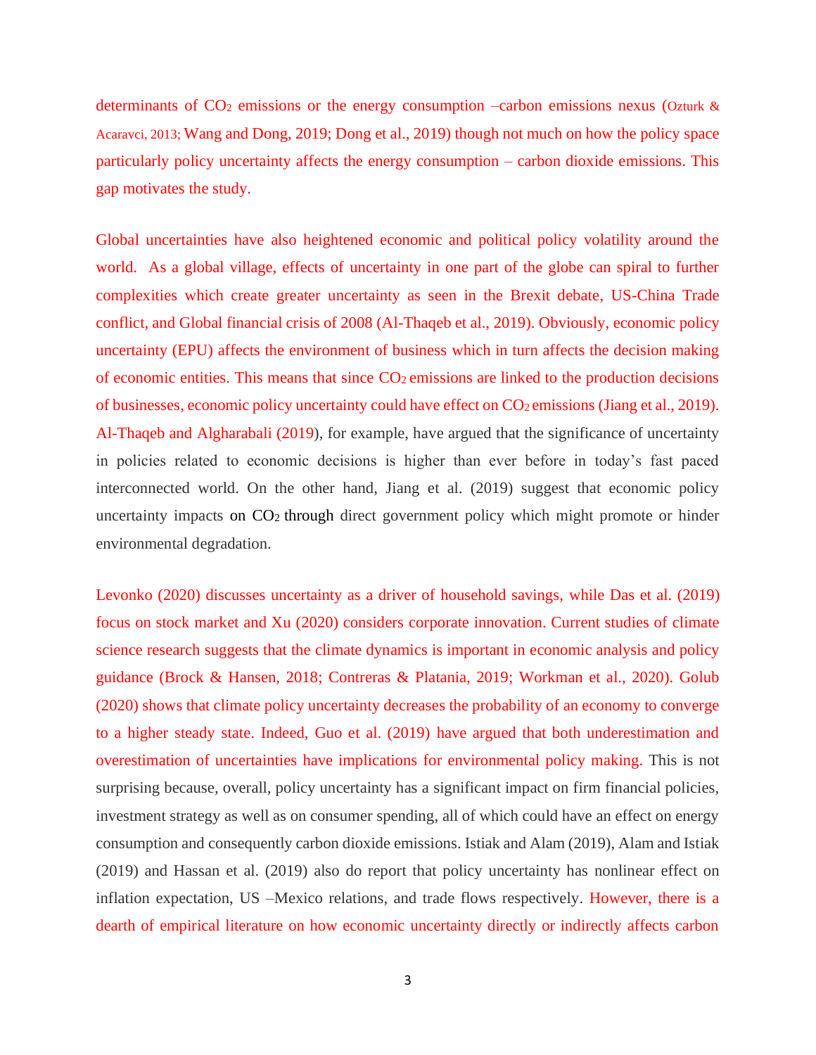determinants of $CO_2$ emissions or the energy consumption –carbon emissions nexus (Ozturk & Acaravci, 2013; Wang and Dong, 2019; Dong et al., 2019) though not much on how the policy space particularly policy uncertainty affects the energy consumption – carbon dioxide emissions. This gap motivates the study.

Global uncertainties have also heightened economic and political policy volatility around the world. As a global village, effects of uncertainty in one part of the globe can spiral to further complexities which create greater uncertainty as seen in the Brexit debate, US-China Trade conflict, and Global financial crisis of 2008 (Al-Thaqeb et al., 2019). Obviously, economic policy uncertainty (EPU) affects the environment of business which in turn affects the decision making of economic entities. This means that since $CO_2$ emissions are linked to the production decisions of businesses, economic policy uncertainty could have effect on $CO_2$ emissions (Jiang et al., 2019). Al-Thaqeb and Algharabali (2019), for example, have argued that the significance of uncertainty in policies related to economic decisions is higher than ever before in today's fast paced interconnected world. On the other hand, Jiang et al. (2019) suggest that economic policy uncertainty impacts on $CO_2$ through direct government policy which might promote or hinder environmental degradation.

Levonko (2020) discusses uncertainty as a driver of household savings, while Das et al. (2019) focus on stock market and Xu (2020) considers corporate innovation. Current studies of climate science research suggests that the climate dynamics is important in economic analysis and policy guidance (Brock & Hansen, 2018; Contreras & Platania, 2019; Workman et al., 2020). Golub (2020) shows that climate policy uncertainty decreases the probability of an economy to converge to a higher steady state. Indeed, Guo et al. (2019) have argued that both underestimation and overestimation of uncertainties have implications for environmental policy making. This is not surprising because, overall, policy uncertainty has a significant impact on firm financial policies, investment strategy as well as on consumer spending, all of which could have an effect on energy consumption and consequently carbon dioxide emissions. Istiak and Alam (2019), Alam and Istiak (2019) and Hassan et al. (2019) also do report that policy uncertainty has nonlinear effect on inflation expectation, US –Mexico relations, and trade flows respectively. However, there is a dearth of empirical literature on how economic uncertainty directly or indirectly affects carbon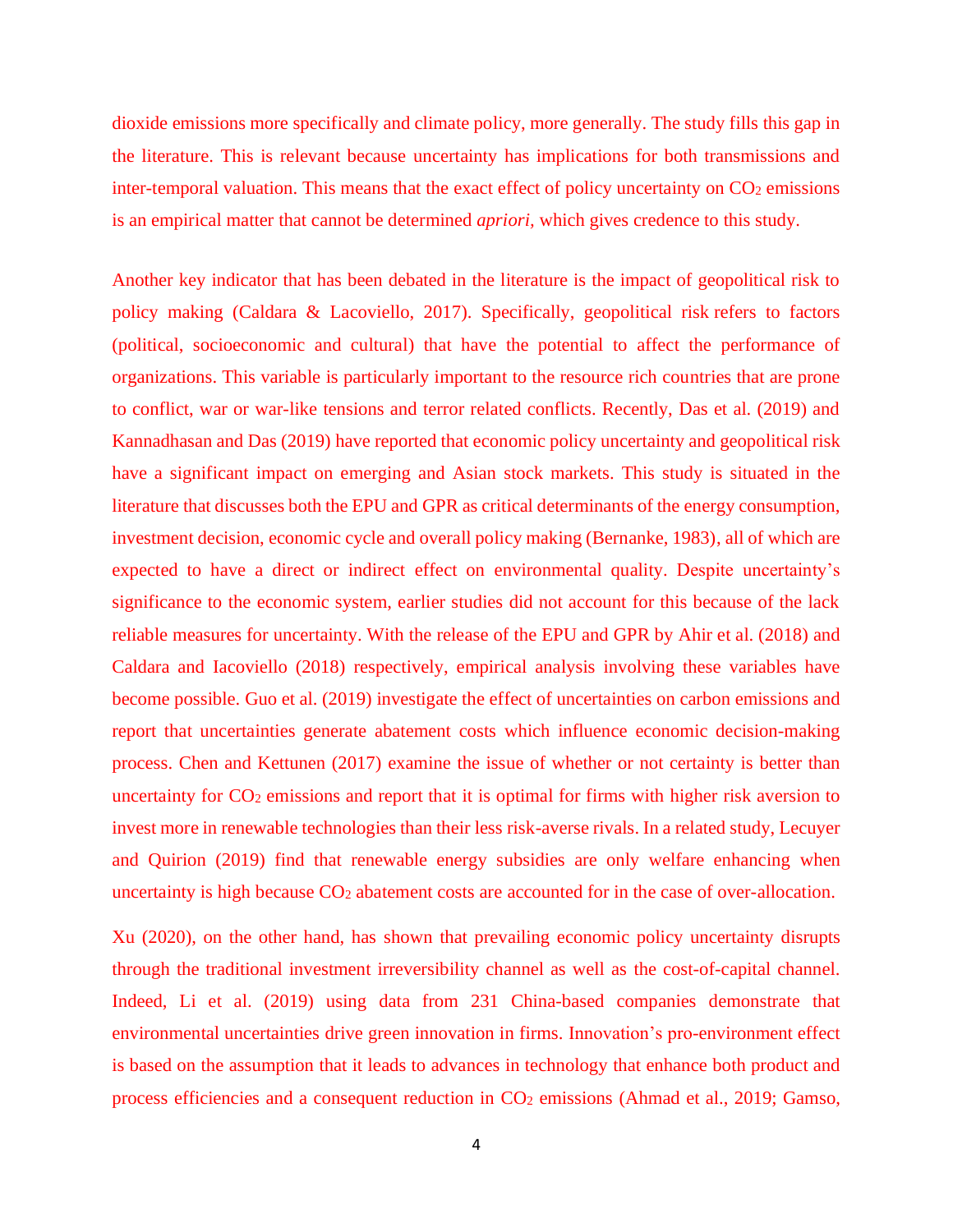dioxide emissions more specifically and climate policy, more generally. The study fills this gap in the literature. This is relevant because uncertainty has implications for both transmissions and inter-temporal valuation. This means that the exact effect of policy uncertainty on $CO_2$ emissions is an empirical matter that cannot be determined *apriori*, which gives credence to this study.

Another key indicator that has been debated in the literature is the impact of geopolitical risk to policy making (Caldara & Lacoviello, 2017). Specifically, geopolitical risk refers to factors (political, socioeconomic and cultural) that have the potential to affect the performance of organizations. This variable is particularly important to the resource rich countries that are prone to conflict, war or war-like tensions and terror related conflicts. Recently, Das et al. (2019) and Kannadhasan and Das (2019) have reported that economic policy uncertainty and geopolitical risk have a significant impact on emerging and Asian stock markets. This study is situated in the literature that discusses both the EPU and GPR as critical determinants of the energy consumption, investment decision, economic cycle and overall policy making (Bernanke, 1983), all of which are expected to have a direct or indirect effect on environmental quality. Despite uncertainty's significance to the economic system, earlier studies did not account for this because of the lack reliable measures for uncertainty. With the release of the EPU and GPR by Ahir et al. (2018) and Caldara and Iacoviello (2018) respectively, empirical analysis involving these variables have become possible. Guo et al. (2019) investigate the effect of uncertainties on carbon emissions and report that uncertainties generate abatement costs which influence economic decision-making process. Chen and Kettunen (2017) examine the issue of whether or not certainty is better than uncertainty for $CO_2$ emissions and report that it is optimal for firms with higher risk aversion to invest more in renewable technologies than their less risk-averse rivals. In a related study, Lecuyer and Quirion (2019) find that renewable energy subsidies are only welfare enhancing when uncertainty is high because $CO_2$ abatement costs are accounted for in the case of over-allocation.

Xu (2020), on the other hand, has shown that prevailing economic policy uncertainty disrupts through the traditional investment irreversibility channel as well as the cost-of-capital channel. Indeed, Li et al. (2019) using data from 231 China-based companies demonstrate that environmental uncertainties drive green innovation in firms. Innovation's pro-environment effect is based on the assumption that it leads to advances in technology that enhance both product and process efficiencies and a consequent reduction in $CO_2$ emissions (Ahmad et al., 2019; Gamso,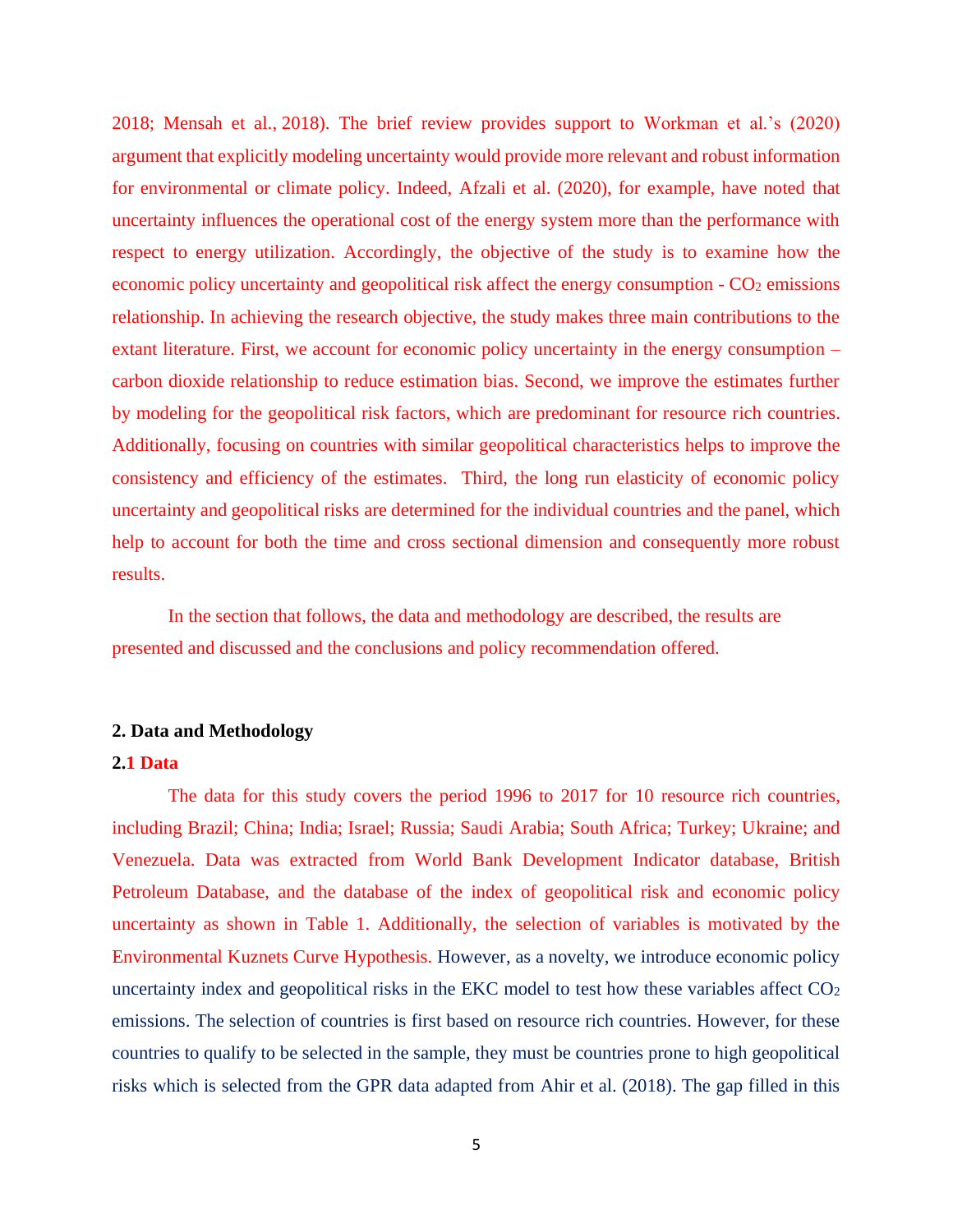2018; Mensah et al., 2018). The brief review provides support to Workman et al.'s (2020) argument that explicitly modeling uncertainty would provide more relevant and robust information for environmental or climate policy. Indeed, Afzali et al. (2020), for example, have noted that uncertainty influences the operational cost of the energy system more than the performance with respect to energy utilization. Accordingly, the objective of the study is to examine how the economic policy uncertainty and geopolitical risk affect the energy consumption - $CO_2$ emissions relationship. In achieving the research objective, the study makes three main contributions to the extant literature. First, we account for economic policy uncertainty in the energy consumption – carbon dioxide relationship to reduce estimation bias. Second, we improve the estimates further by modeling for the geopolitical risk factors, which are predominant for resource rich countries. Additionally, focusing on countries with similar geopolitical characteristics helps to improve the consistency and efficiency of the estimates. Third, the long run elasticity of economic policy uncertainty and geopolitical risks are determined for the individual countries and the panel, which help to account for both the time and cross sectional dimension and consequently more robust results.

In the section that follows, the data and methodology are described, the results are presented and discussed and the conclusions and policy recommendation offered.

## 2. Data and Methodology

### 2.1 Data

The data for this study covers the period 1996 to 2017 for 10 resource rich countries, including Brazil; China; India; Israel; Russia; Saudi Arabia; South Africa; Turkey; Ukraine; and Venezuela. Data was extracted from World Bank Development Indicator database, British Petroleum Database, and the database of the index of geopolitical risk and economic policy uncertainty as shown in Table 1. Additionally, the selection of variables is motivated by the Environmental Kuznets Curve Hypothesis. However, as a novelty, we introduce economic policy uncertainty index and geopolitical risks in the EKC model to test how these variables affect $CO_2$ emissions. The selection of countries is first based on resource rich countries. However, for these countries to qualify to be selected in the sample, they must be countries prone to high geopolitical risks which is selected from the GPR data adapted from Ahir et al. (2018). The gap filled in this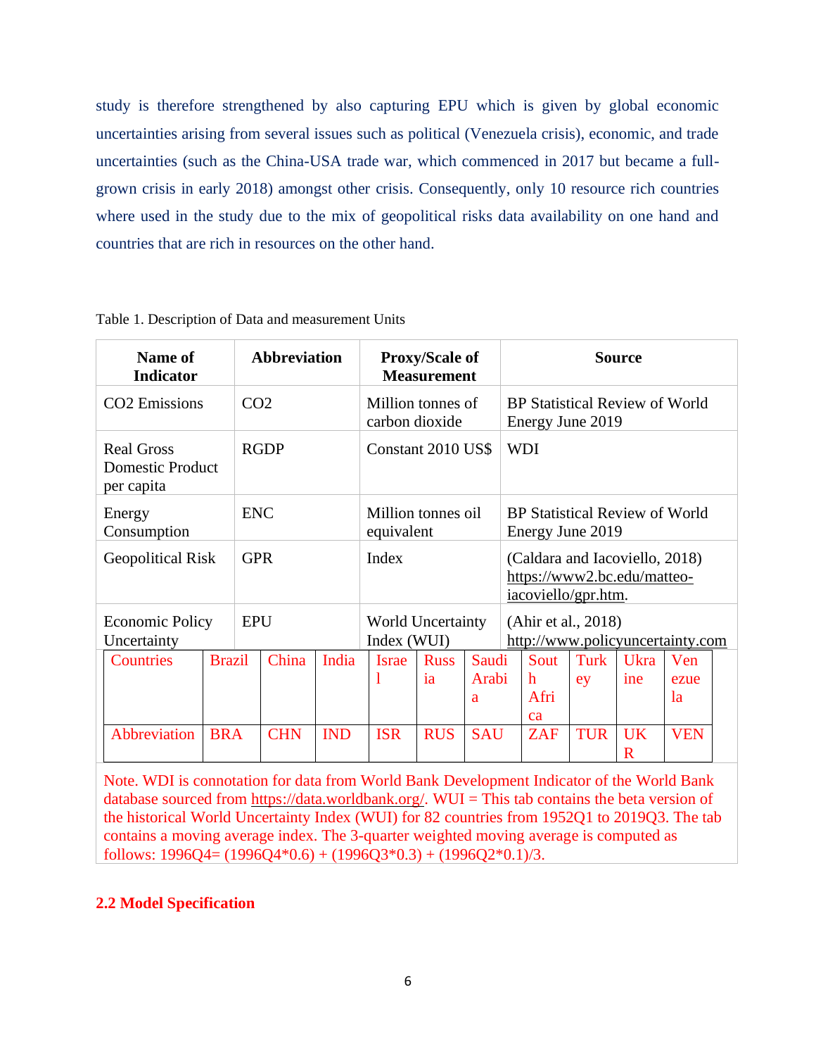study is therefore strengthened by also capturing EPU which is given by global economic uncertainties arising from several issues such as political (Venezuela crisis), economic, and trade uncertainties (such as the China-USA trade war, which commenced in 2017 but became a full-grown crisis in early 2018) amongst other crisis. Consequently, only 10 resource rich countries where used in the study due to the mix of geopolitical risks data availability on one hand and countries that are rich in resources on the other hand.

Table 1. Description of Data and measurement Units

| Name of Indicator | Abbreviation | Proxy/Scale of Measurement | Source |
|---|---|---|---|
| $CO_2$ Emissions | $CO_2$ | Million tonnes of carbon dioxide | BP Statistical Review of World Energy June 2019 |
| Real Gross Domestic Product per capita | RGDP | Constant 2010 US$ | WDI |
| Energy Consumption | ENC | Million tonnes oil equivalent | BP Statistical Review of World Energy June 2019 |
| Geopolitical Risk | GPR | Index | (Caldara and Iacoviello, 2018) https://www2.bc.edu/matteo-iacoviello/gpr.htm. |
| Economic Policy Uncertainty | EPU | World Uncertainty Index (WUI) | (Ahir et al., 2018) http://www.policyuncertainty.com |

| Countries | Brazil | China | India | Israel | Russia | Saudi Arabia | South Africa | Turkey | Ukraine | Venezuela |
|---|---|---|---|---|---|---|---|---|---|---|
| Abbreviation | BRA | CHN | IND | ISR | RUS | SAU | ZAF | TUR | UKR | VEN |

Note. WDI is connotation for data from World Bank Development Indicator of the World Bank database sourced from https://data.worldbank.org/. WUI = This tab contains the beta version of the historical World Uncertainty Index (WUI) for 82 countries from 1952Q1 to 2019Q3. The tab contains a moving average index. The 3-quarter weighted moving average is computed as follows: 1996Q4= (1996Q4*0.6) + (1996Q3*0.3) + (1996Q2*0.1)/3.

## 2.2 Model Specification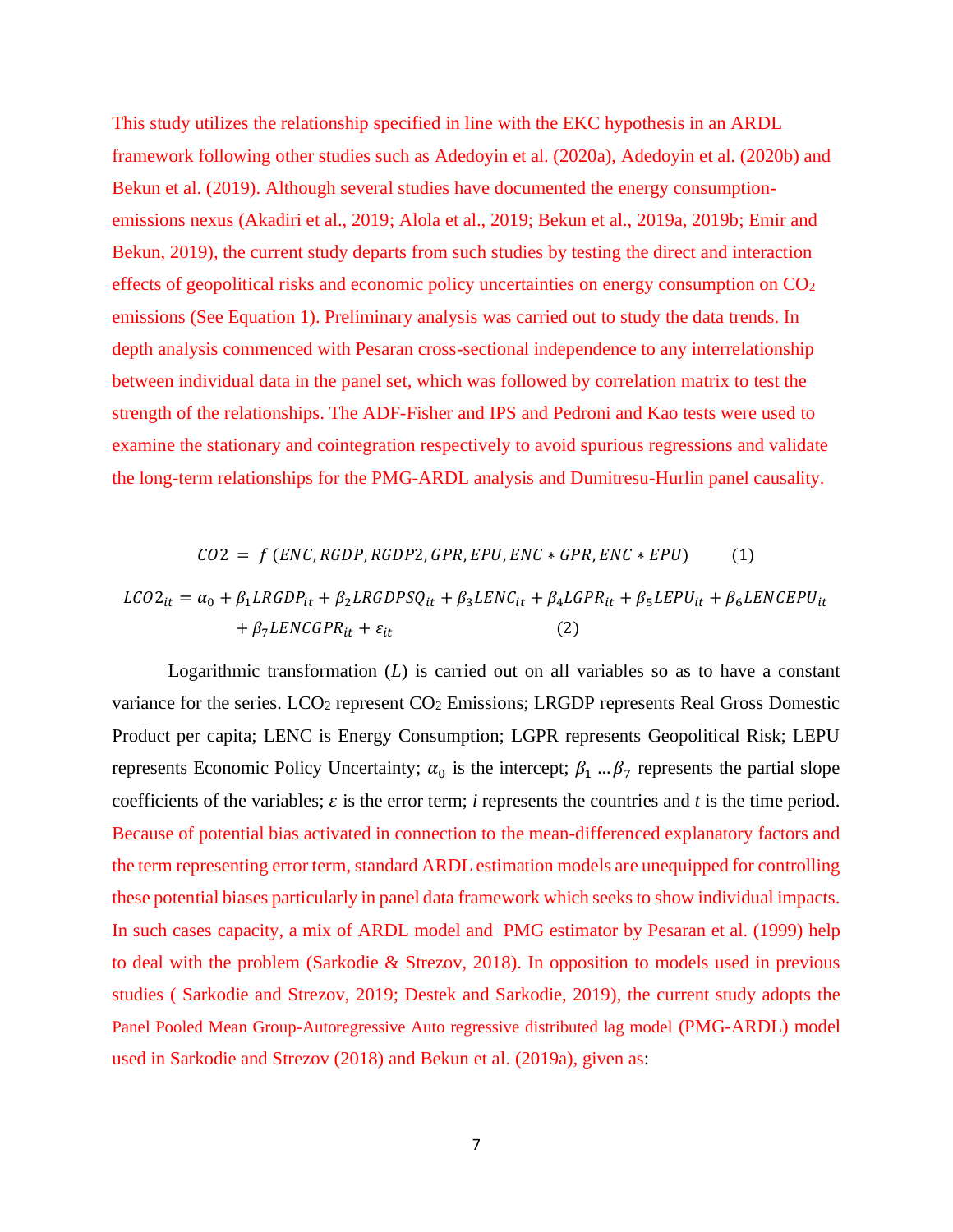This study utilizes the relationship specified in line with the EKC hypothesis in an ARDL framework following other studies such as Adedoyin et al. (2020a), Adedoyin et al. (2020b) and Bekun et al. (2019). Although several studies have documented the energy consumption-emissions nexus (Akadiri et al., 2019; Alola et al., 2019; Bekun et al., 2019a, 2019b; Emir and Bekun, 2019), the current study departs from such studies by testing the direct and interaction effects of geopolitical risks and economic policy uncertainties on energy consumption on $CO_2$ emissions (See Equation 1). Preliminary analysis was carried out to study the data trends. In depth analysis commenced with Pesaran cross-sectional independence to any interrelationship between individual data in the panel set, which was followed by correlation matrix to test the strength of the relationships. The ADF-Fisher and IPS and Pedroni and Kao tests were used to examine the stationary and cointegration respectively to avoid spurious regressions and validate the long-term relationships for the PMG-ARDL analysis and Dumitresu-Hurlin panel causality.

$$CO2 = f\,(ENC, RGDP, RGDP2, GPR, EPU, ENC * GPR, ENC * EPU) \qquad (1)$$

$$LCO2_{it} = \alpha_0 + \beta_1 LRGDP_{it} + \beta_2 LRGDPSQ_{it} + \beta_3 LENC_{it} + \beta_4 LGPR_{it} + \beta_5 LEPU_{it} + \beta_6 LENCEPU_{it} + \beta_7 LENCGPR_{it} + \varepsilon_{it} \qquad (2)$$

Logarithmic transformation ($L$) is carried out on all variables so as to have a constant variance for the series. $LCO_2$ represent $CO_2$ Emissions; LRGDP represents Real Gross Domestic Product per capita; LENC is Energy Consumption; LGPR represents Geopolitical Risk; LEPU represents Economic Policy Uncertainty; $\alpha_0$ is the intercept; $\beta_1 \ldots \beta_7$ represents the partial slope coefficients of the variables; $\varepsilon$ is the error term; $i$ represents the countries and $t$ is the time period. Because of potential bias activated in connection to the mean-differenced explanatory factors and the term representing error term, standard ARDL estimation models are unequipped for controlling these potential biases particularly in panel data framework which seeks to show individual impacts. In such cases capacity, a mix of ARDL model and PMG estimator by Pesaran et al. (1999) help to deal with the problem (Sarkodie & Strezov, 2018). In opposition to models used in previous studies ( Sarkodie and Strezov, 2019; Destek and Sarkodie, 2019), the current study adopts the Panel Pooled Mean Group-Autoregressive Auto regressive distributed lag model (PMG-ARDL) model used in Sarkodie and Strezov (2018) and Bekun et al. (2019a), given as: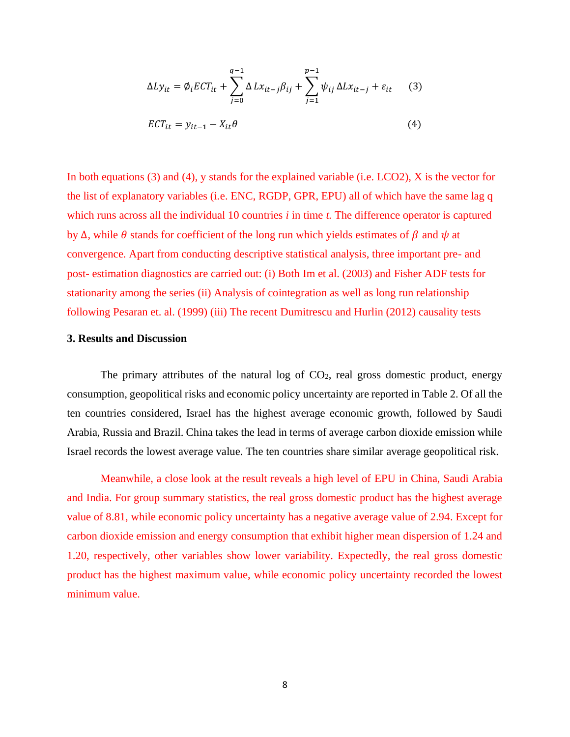$$\Delta Ly_{it} = \emptyset_i ECT_{it} + \sum_{j=0}^{q-1} \Delta Lx_{it-j}\beta_{ij} + \sum_{j=1}^{p-1} \psi_{ij} \Delta Lx_{it-j} + \varepsilon_{it} \qquad (3)$$

$$ECT_{it} = y_{it-1} - X_{it}\theta \qquad (4)$$

In both equations (3) and (4), y stands for the explained variable (i.e. LCO2), X is the vector for the list of explanatory variables (i.e. ENC, RGDP, GPR, EPU) all of which have the same lag q which runs across all the individual 10 countries *i* in time *t*. The difference operator is captured by $\Delta$, while $\theta$ stands for coefficient of the long run which yields estimates of $\beta$ and $\psi$ at convergence. Apart from conducting descriptive statistical analysis, three important pre- and post- estimation diagnostics are carried out: (i) Both Im et al. (2003) and Fisher ADF tests for stationarity among the series (ii) Analysis of cointegration as well as long run relationship following Pesaran et. al. (1999) (iii) The recent Dumitrescu and Hurlin (2012) causality tests

## 3. Results and Discussion

The primary attributes of the natural log of $CO_2$, real gross domestic product, energy consumption, geopolitical risks and economic policy uncertainty are reported in Table 2. Of all the ten countries considered, Israel has the highest average economic growth, followed by Saudi Arabia, Russia and Brazil. China takes the lead in terms of average carbon dioxide emission while Israel records the lowest average value. The ten countries share similar average geopolitical risk.

Meanwhile, a close look at the result reveals a high level of EPU in China, Saudi Arabia and India. For group summary statistics, the real gross domestic product has the highest average value of 8.81, while economic policy uncertainty has a negative average value of 2.94. Except for carbon dioxide emission and energy consumption that exhibit higher mean dispersion of 1.24 and 1.20, respectively, other variables show lower variability. Expectedly, the real gross domestic product has the highest maximum value, while economic policy uncertainty recorded the lowest minimum value.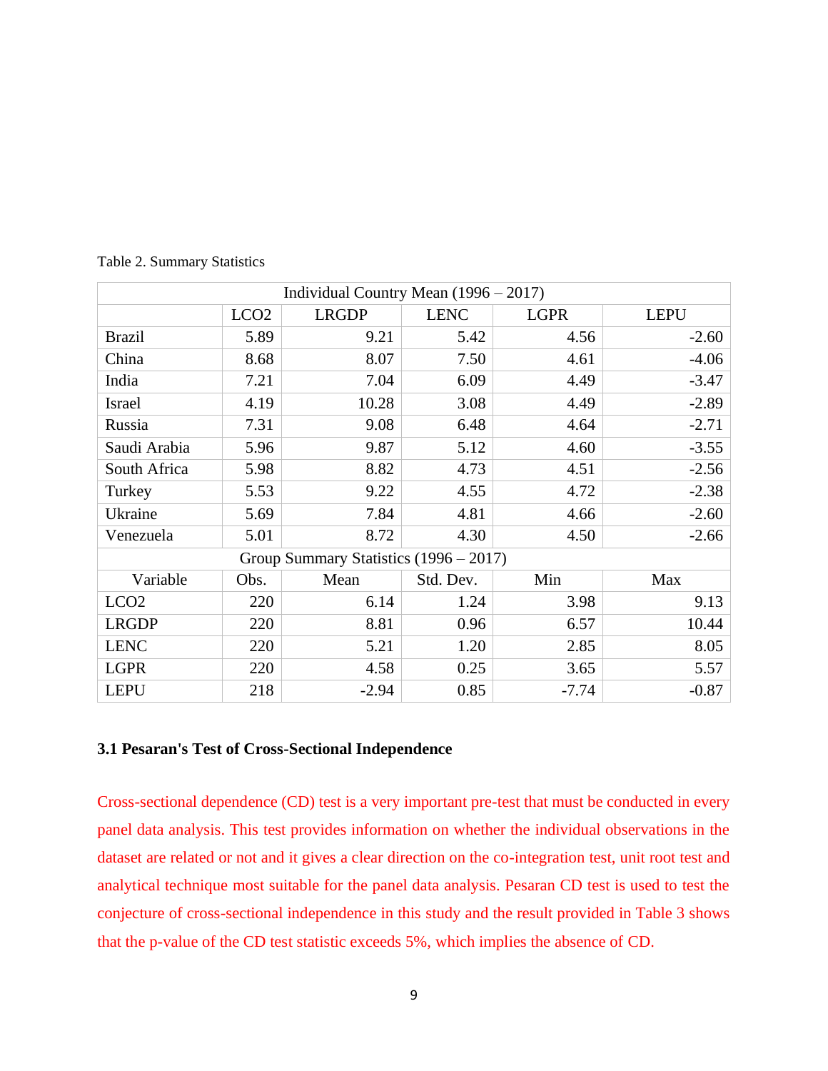Table 2. Summary Statistics

| Individual Country Mean (1996 – 2017) | | | | | |
|---|---|---|---|---|---|
| | LCO2 | LRGDP | LENC | LGPR | LEPU |
| Brazil | 5.89 | 9.21 | 5.42 | 4.56 | -2.60 |
| China | 8.68 | 8.07 | 7.50 | 4.61 | -4.06 |
| India | 7.21 | 7.04 | 6.09 | 4.49 | -3.47 |
| Israel | 4.19 | 10.28 | 3.08 | 4.49 | -2.89 |
| Russia | 7.31 | 9.08 | 6.48 | 4.64 | -2.71 |
| Saudi Arabia | 5.96 | 9.87 | 5.12 | 4.60 | -3.55 |
| South Africa | 5.98 | 8.82 | 4.73 | 4.51 | -2.56 |
| Turkey | 5.53 | 9.22 | 4.55 | 4.72 | -2.38 |
| Ukraine | 5.69 | 7.84 | 4.81 | 4.66 | -2.60 |
| Venezuela | 5.01 | 8.72 | 4.30 | 4.50 | -2.66 |
| Group Summary Statistics (1996 – 2017) | | | | | |
| Variable | Obs. | Mean | Std. Dev. | Min | Max |
| LCO2 | 220 | 6.14 | 1.24 | 3.98 | 9.13 |
| LRGDP | 220 | 8.81 | 0.96 | 6.57 | 10.44 |
| LENC | 220 | 5.21 | 1.20 | 2.85 | 8.05 |
| LGPR | 220 | 4.58 | 0.25 | 3.65 | 5.57 |
| LEPU | 218 | -2.94 | 0.85 | -7.74 | -0.87 |

### 3.1 Pesaran's Test of Cross-Sectional Independence

Cross-sectional dependence (CD) test is a very important pre-test that must be conducted in every panel data analysis. This test provides information on whether the individual observations in the dataset are related or not and it gives a clear direction on the co-integration test, unit root test and analytical technique most suitable for the panel data analysis. Pesaran CD test is used to test the conjecture of cross-sectional independence in this study and the result provided in Table 3 shows that the p-value of the CD test statistic exceeds 5%, which implies the absence of CD.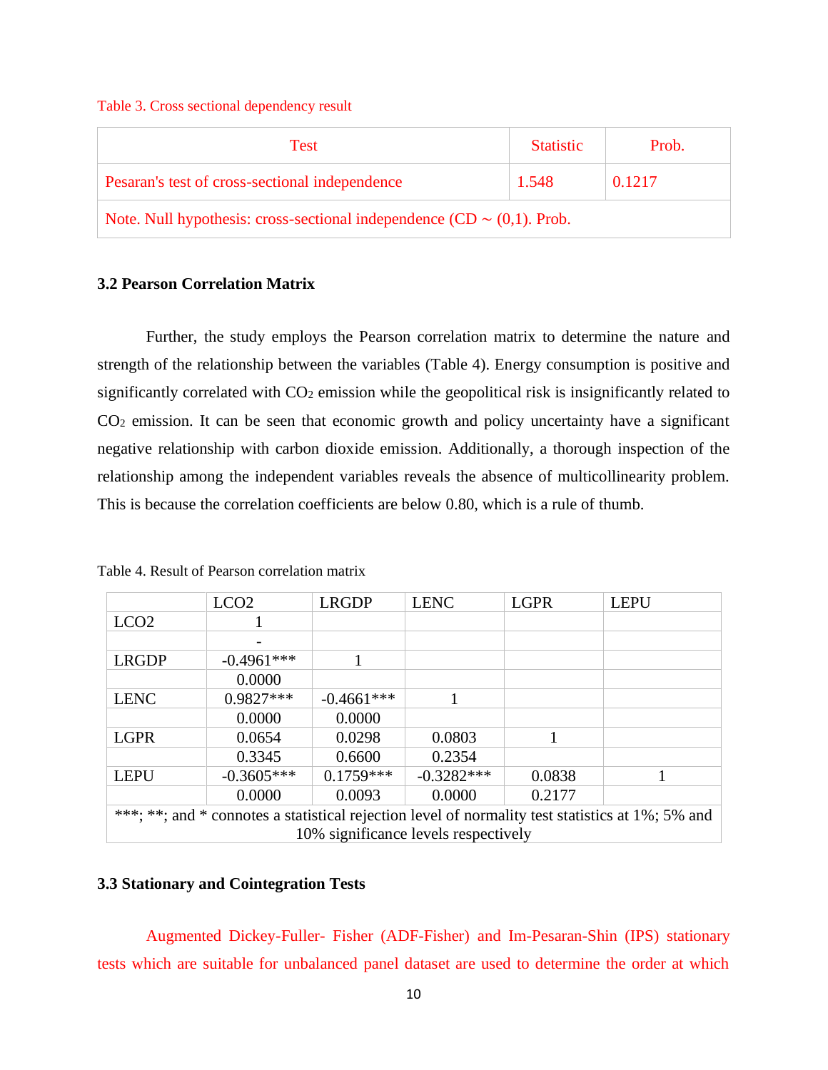Table 3. Cross sectional dependency result

| Test | Statistic | Prob. |
|---|---|---|
| Pesaran's test of cross-sectional independence | 1.548 | 0.1217 |
| Note. Null hypothesis: cross-sectional independence (CD ~ (0,1). Prob. | | |

### 3.2 Pearson Correlation Matrix

Further, the study employs the Pearson correlation matrix to determine the nature and strength of the relationship between the variables (Table 4). Energy consumption is positive and significantly correlated with $CO_2$ emission while the geopolitical risk is insignificantly related to $CO_2$ emission. It can be seen that economic growth and policy uncertainty have a significant negative relationship with carbon dioxide emission. Additionally, a thorough inspection of the relationship among the independent variables reveals the absence of multicollinearity problem. This is because the correlation coefficients are below 0.80, which is a rule of thumb.

Table 4. Result of Pearson correlation matrix

| | LCO2 | LRGDP | LENC | LGPR | LEPU |
|---|---|---|---|---|---|
| LCO2 | 1 | | | | |
| | - | | | | |
| LRGDP | -0.4961*** | 1 | | | |
| | 0.0000 | | | | |
| LENC | 0.9827*** | -0.4661*** | 1 | | |
| | 0.0000 | 0.0000 | | | |
| LGPR | 0.0654 | 0.0298 | 0.0803 | 1 | |
| | 0.3345 | 0.6600 | 0.2354 | | |
| LEPU | -0.3605*** | 0.1759*** | -0.3282*** | 0.0838 | 1 |
| | 0.0000 | 0.0093 | 0.0000 | 0.2177 | |
| ***; **; and * connotes a statistical rejection level of normality test statistics at 1%; 5% and 10% significance levels respectively | | | | | |

### 3.3 Stationary and Cointegration Tests

Augmented Dickey-Fuller- Fisher (ADF-Fisher) and Im-Pesaran-Shin (IPS) stationary tests which are suitable for unbalanced panel dataset are used to determine the order at which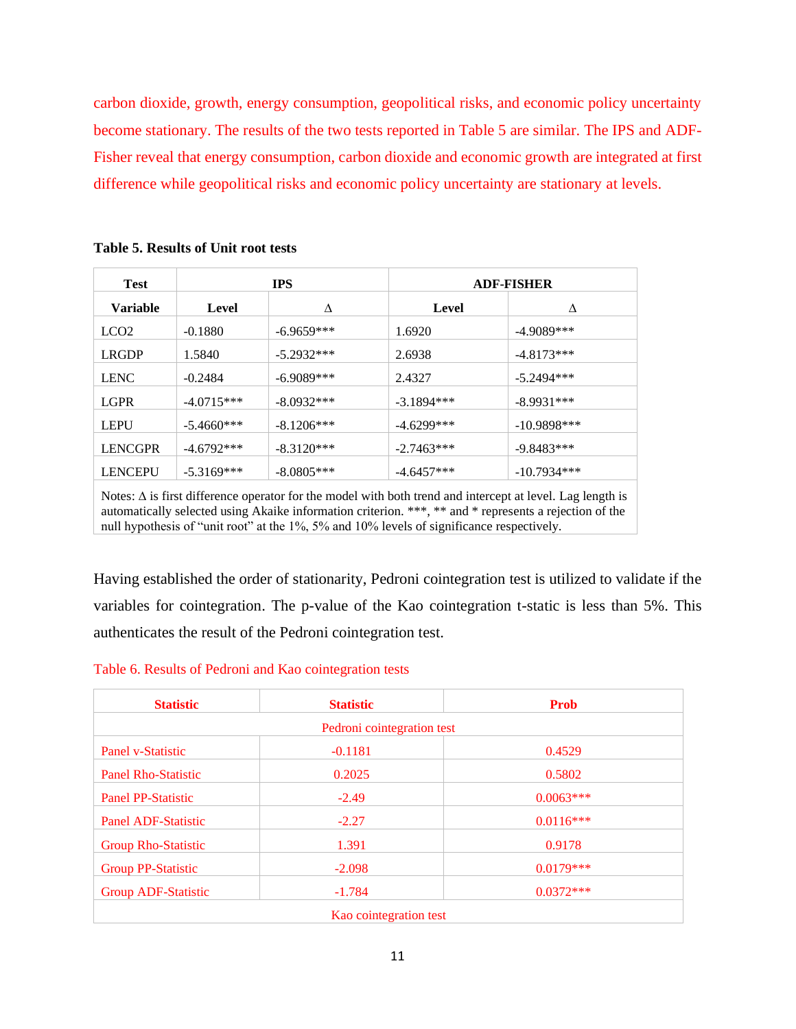carbon dioxide, growth, energy consumption, geopolitical risks, and economic policy uncertainty become stationary. The results of the two tests reported in Table 5 are similar. The IPS and ADF-Fisher reveal that energy consumption, carbon dioxide and economic growth are integrated at first difference while geopolitical risks and economic policy uncertainty are stationary at levels.

**Table 5. Results of Unit root tests**

| Test | IPS | | ADF-FISHER | |
|---|---|---|---|---|
| Variable | Level | Δ | Level | Δ |
| LCO2 | -0.1880 | -6.9659*** | 1.6920 | -4.9089*** |
| LRGDP | 1.5840 | -5.2932*** | 2.6938 | -4.8173*** |
| LENC | -0.2484 | -6.9089*** | 2.4327 | -5.2494*** |
| LGPR | -4.0715*** | -8.0932*** | -3.1894*** | -8.9931*** |
| LEPU | -5.4660*** | -8.1206*** | -4.6299*** | -10.9898*** |
| LENCGPR | -4.6792*** | -8.3120*** | -2.7463*** | -9.8483*** |
| LENCEPU | -5.3169*** | -8.0805*** | -4.6457*** | -10.7934*** |

Notes: Δ is first difference operator for the model with both trend and intercept at level. Lag length is automatically selected using Akaike information criterion. ***, ** and * represents a rejection of the null hypothesis of "unit root" at the 1%, 5% and 10% levels of significance respectively.

Having established the order of stationarity, Pedroni cointegration test is utilized to validate if the variables for cointegration. The p-value of the Kao cointegration t-static is less than 5%. This authenticates the result of the Pedroni cointegration test.

Table 6. Results of Pedroni and Kao cointegration tests

| Statistic | Statistic | Prob |
|---|---|---|
| Pedroni cointegration test | | |
| Panel v-Statistic | -0.1181 | 0.4529 |
| Panel Rho-Statistic | 0.2025 | 0.5802 |
| Panel PP-Statistic | -2.49 | 0.0063*** |
| Panel ADF-Statistic | -2.27 | 0.0116*** |
| Group Rho-Statistic | 1.391 | 0.9178 |
| Group PP-Statistic | -2.098 | 0.0179*** |
| Group ADF-Statistic | -1.784 | 0.0372*** |
| Kao cointegration test | | |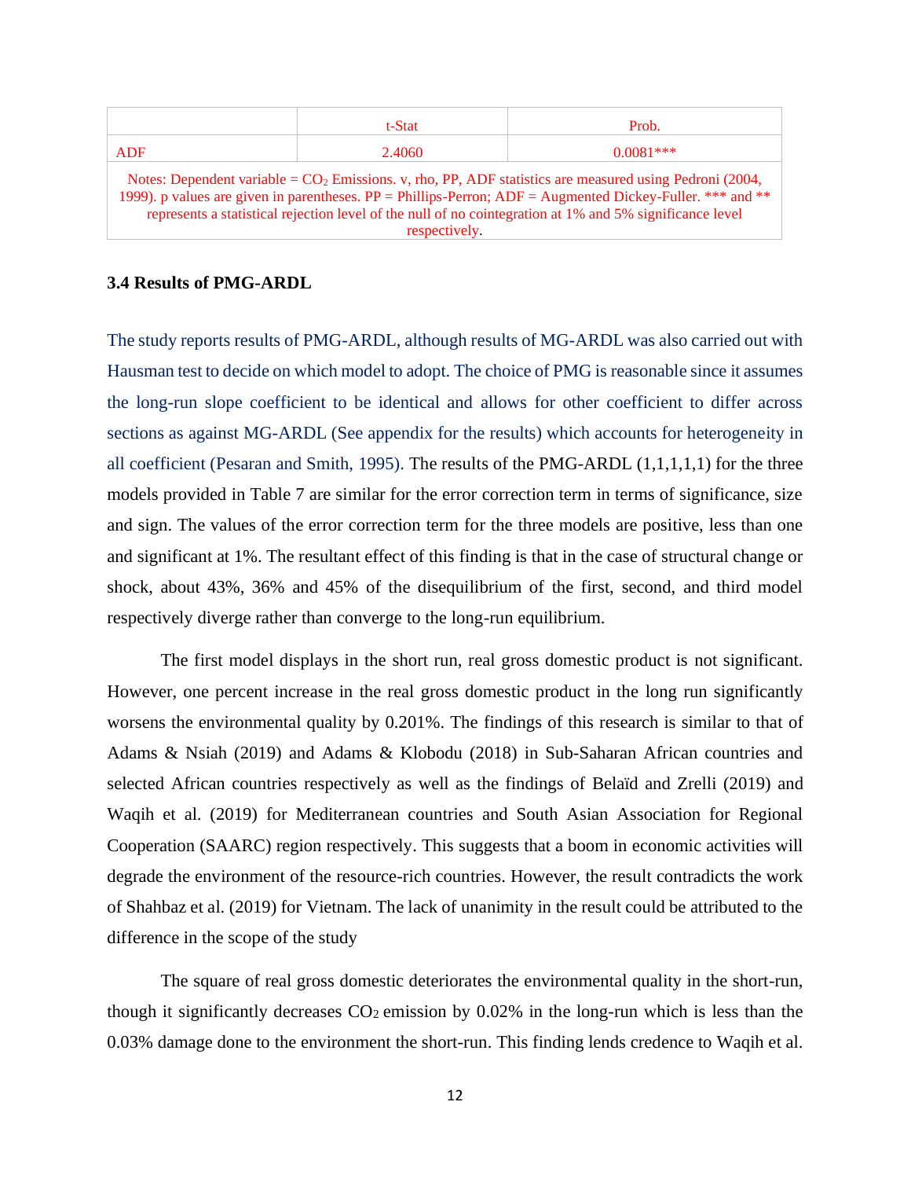|  | t-Stat | Prob. |
| --- | --- | --- |
| ADF | 2.4060 | 0.0081*** |

Notes: Dependent variable = $CO_2$ Emissions. v, rho, PP, ADF statistics are measured using Pedroni (2004, 1999). p values are given in parentheses. PP = Phillips-Perron; ADF = Augmented Dickey-Fuller. *** and ** represents a statistical rejection level of the null of no cointegration at 1% and 5% significance level respectively.

### 3.4 Results of PMG-ARDL

The study reports results of PMG-ARDL, although results of MG-ARDL was also carried out with Hausman test to decide on which model to adopt. The choice of PMG is reasonable since it assumes the long-run slope coefficient to be identical and allows for other coefficient to differ across sections as against MG-ARDL (See appendix for the results) which accounts for heterogeneity in all coefficient (Pesaran and Smith, 1995). The results of the PMG-ARDL (1,1,1,1,1) for the three models provided in Table 7 are similar for the error correction term in terms of significance, size and sign. The values of the error correction term for the three models are positive, less than one and significant at 1%. The resultant effect of this finding is that in the case of structural change or shock, about 43%, 36% and 45% of the disequilibrium of the first, second, and third model respectively diverge rather than converge to the long-run equilibrium.

The first model displays in the short run, real gross domestic product is not significant. However, one percent increase in the real gross domestic product in the long run significantly worsens the environmental quality by 0.201%. The findings of this research is similar to that of Adams & Nsiah (2019) and Adams & Klobodu (2018) in Sub-Saharan African countries and selected African countries respectively as well as the findings of Belaïd and Zrelli (2019) and Waqih et al. (2019) for Mediterranean countries and South Asian Association for Regional Cooperation (SAARC) region respectively. This suggests that a boom in economic activities will degrade the environment of the resource-rich countries. However, the result contradicts the work of Shahbaz et al. (2019) for Vietnam. The lack of unanimity in the result could be attributed to the difference in the scope of the study

The square of real gross domestic deteriorates the environmental quality in the short-run, though it significantly decreases $CO_2$ emission by 0.02% in the long-run which is less than the 0.03% damage done to the environment the short-run. This finding lends credence to Waqih et al.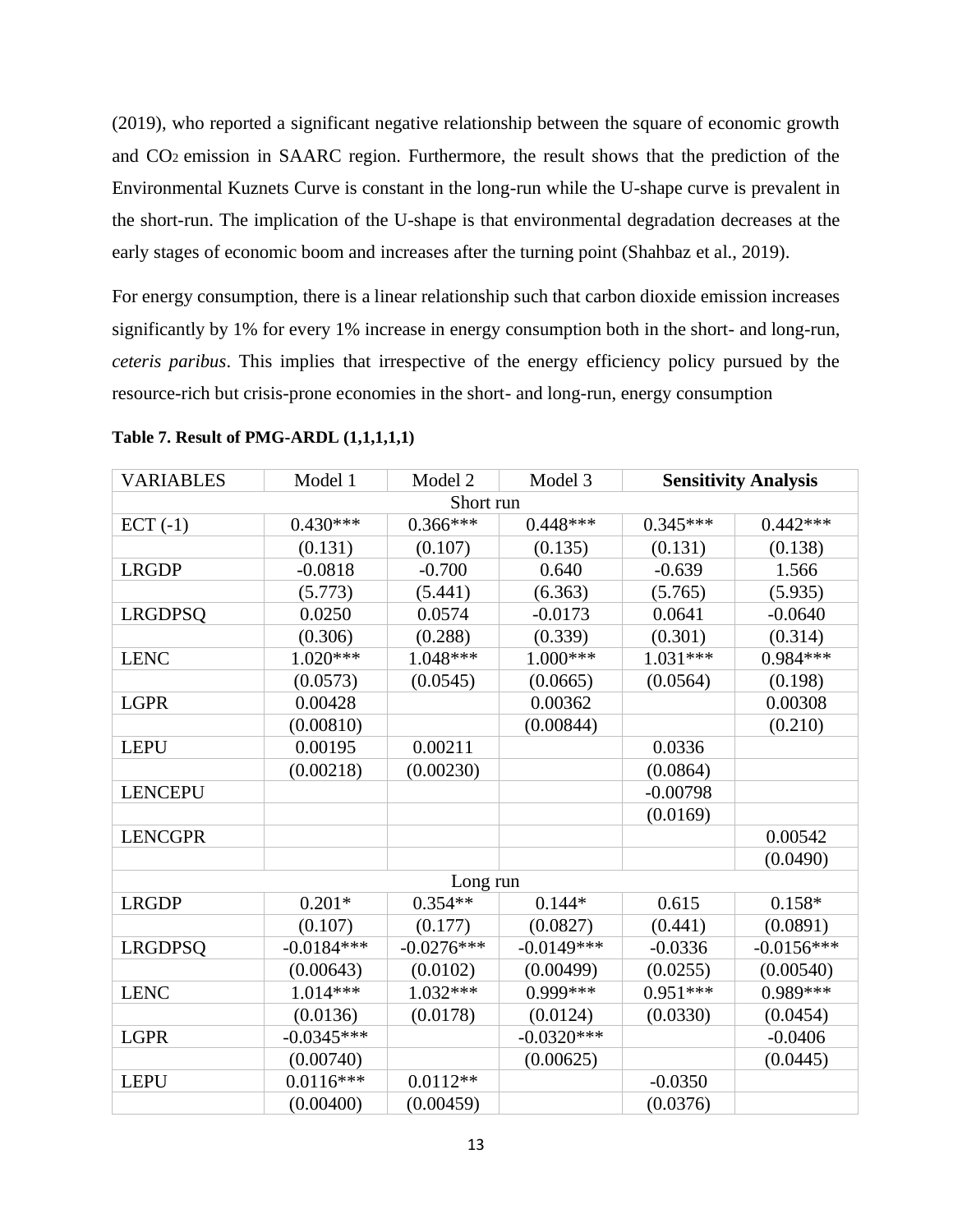(2019), who reported a significant negative relationship between the square of economic growth and $CO_2$ emission in SAARC region. Furthermore, the result shows that the prediction of the Environmental Kuznets Curve is constant in the long-run while the U-shape curve is prevalent in the short-run. The implication of the U-shape is that environmental degradation decreases at the early stages of economic boom and increases after the turning point (Shahbaz et al., 2019).

For energy consumption, there is a linear relationship such that carbon dioxide emission increases significantly by 1% for every 1% increase in energy consumption both in the short- and long-run, *ceteris paribus*. This implies that irrespective of the energy efficiency policy pursued by the resource-rich but crisis-prone economies in the short- and long-run, energy consumption

**Table 7. Result of PMG-ARDL (1,1,1,1,1)**

| VARIABLES | Model 1 | Model 2 | Model 3 | **Sensitivity Analysis** | |
|---|---|---|---|---|---|
| Short run | | | | | |
| ECT (-1) | 0.430*** | 0.366*** | 0.448*** | 0.345*** | 0.442*** |
| | (0.131) | (0.107) | (0.135) | (0.131) | (0.138) |
| LRGDP | -0.0818 | -0.700 | 0.640 | -0.639 | 1.566 |
| | (5.773) | (5.441) | (6.363) | (5.765) | (5.935) |
| LRGDPSQ | 0.0250 | 0.0574 | -0.0173 | 0.0641 | -0.0640 |
| | (0.306) | (0.288) | (0.339) | (0.301) | (0.314) |
| LENC | 1.020*** | 1.048*** | 1.000*** | 1.031*** | 0.984*** |
| | (0.0573) | (0.0545) | (0.0665) | (0.0564) | (0.198) |
| LGPR | 0.00428 | | 0.00362 | | 0.00308 |
| | (0.00810) | | (0.00844) | | (0.210) |
| LEPU | 0.00195 | 0.00211 | | 0.0336 | |
| | (0.00218) | (0.00230) | | (0.0864) | |
| LENCEPU | | | | -0.00798 | |
| | | | | (0.0169) | |
| LENCGPR | | | | | 0.00542 |
| | | | | | (0.0490) |
| Long run | | | | | |
| LRGDP | 0.201* | 0.354** | 0.144* | 0.615 | 0.158* |
| | (0.107) | (0.177) | (0.0827) | (0.441) | (0.0891) |
| LRGDPSQ | -0.0184*** | -0.0276*** | -0.0149*** | -0.0336 | -0.0156*** |
| | (0.00643) | (0.0102) | (0.00499) | (0.0255) | (0.00540) |
| LENC | 1.014*** | 1.032*** | 0.999*** | 0.951*** | 0.989*** |
| | (0.0136) | (0.0178) | (0.0124) | (0.0330) | (0.0454) |
| LGPR | -0.0345*** | | -0.0320*** | | -0.0406 |
| | (0.00740) | | (0.00625) | | (0.0445) |
| LEPU | 0.0116*** | 0.0112** | | -0.0350 | |
| | (0.00400) | (0.00459) | | (0.0376) | |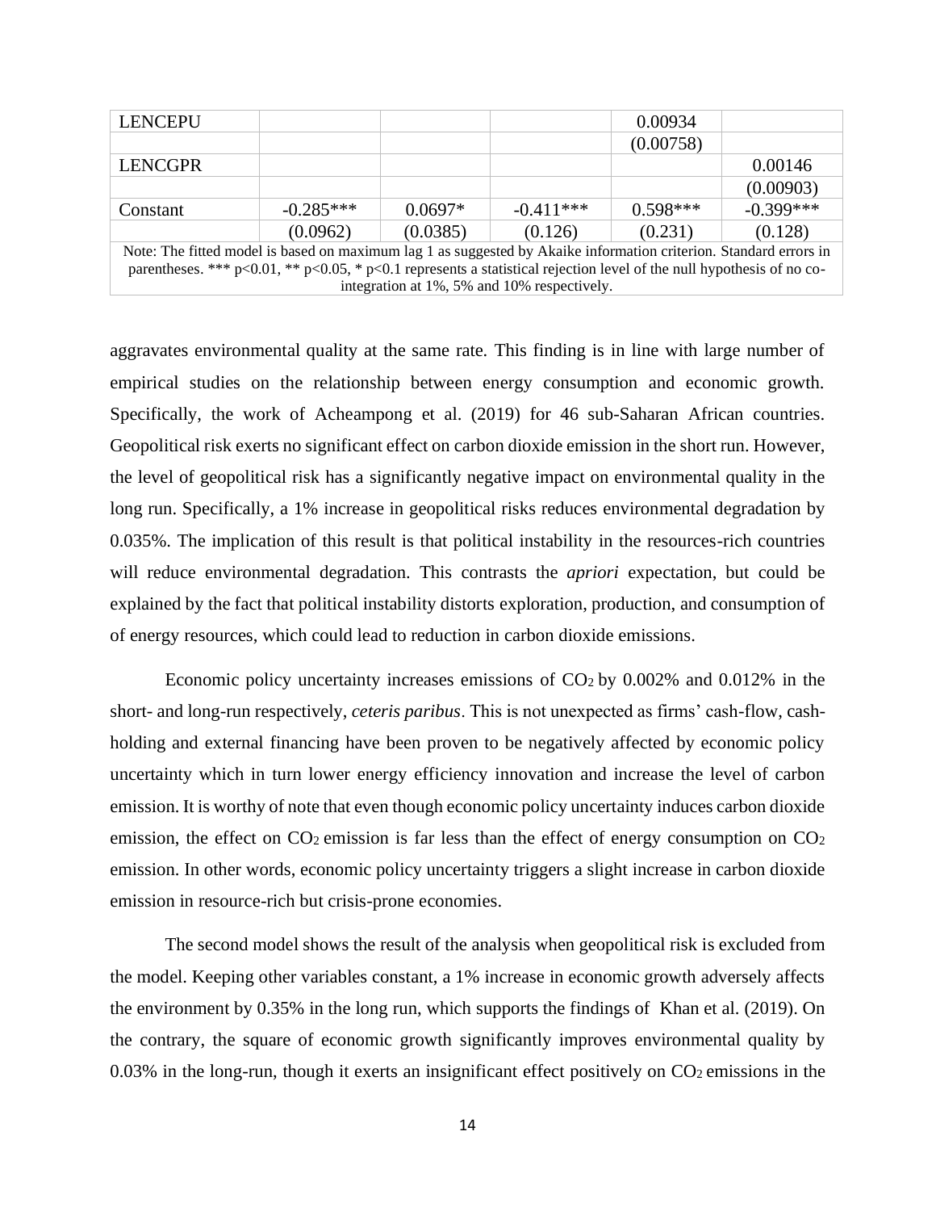| LENCEPU | | | | 0.00934 | |
|---|---|---|---|---|---|
| | | | | (0.00758) | |
| LENCGPR | | | | | 0.00146 |
| | | | | | (0.00903) |
| Constant | -0.285*** | 0.0697* | -0.411*** | 0.598*** | -0.399*** |
| | (0.0962) | (0.0385) | (0.126) | (0.231) | (0.128) |

Note: The fitted model is based on maximum lag 1 as suggested by Akaike information criterion. Standard errors in parentheses. *** p<0.01, ** p<0.05, * p<0.1 represents a statistical rejection level of the null hypothesis of no co-integration at 1%, 5% and 10% respectively.

aggravates environmental quality at the same rate. This finding is in line with large number of empirical studies on the relationship between energy consumption and economic growth. Specifically, the work of Acheampong et al. (2019) for 46 sub-Saharan African countries. Geopolitical risk exerts no significant effect on carbon dioxide emission in the short run. However, the level of geopolitical risk has a significantly negative impact on environmental quality in the long run. Specifically, a 1% increase in geopolitical risks reduces environmental degradation by 0.035%. The implication of this result is that political instability in the resources-rich countries will reduce environmental degradation. This contrasts the *apriori* expectation, but could be explained by the fact that political instability distorts exploration, production, and consumption of of energy resources, which could lead to reduction in carbon dioxide emissions.

Economic policy uncertainty increases emissions of $CO_2$ by 0.002% and 0.012% in the short- and long-run respectively, *ceteris paribus*. This is not unexpected as firms' cash-flow, cash-holding and external financing have been proven to be negatively affected by economic policy uncertainty which in turn lower energy efficiency innovation and increase the level of carbon emission. It is worthy of note that even though economic policy uncertainty induces carbon dioxide emission, the effect on $CO_2$ emission is far less than the effect of energy consumption on $CO_2$ emission. In other words, economic policy uncertainty triggers a slight increase in carbon dioxide emission in resource-rich but crisis-prone economies.

The second model shows the result of the analysis when geopolitical risk is excluded from the model. Keeping other variables constant, a 1% increase in economic growth adversely affects the environment by 0.35% in the long run, which supports the findings of Khan et al. (2019). On the contrary, the square of economic growth significantly improves environmental quality by 0.03% in the long-run, though it exerts an insignificant effect positively on $CO_2$ emissions in the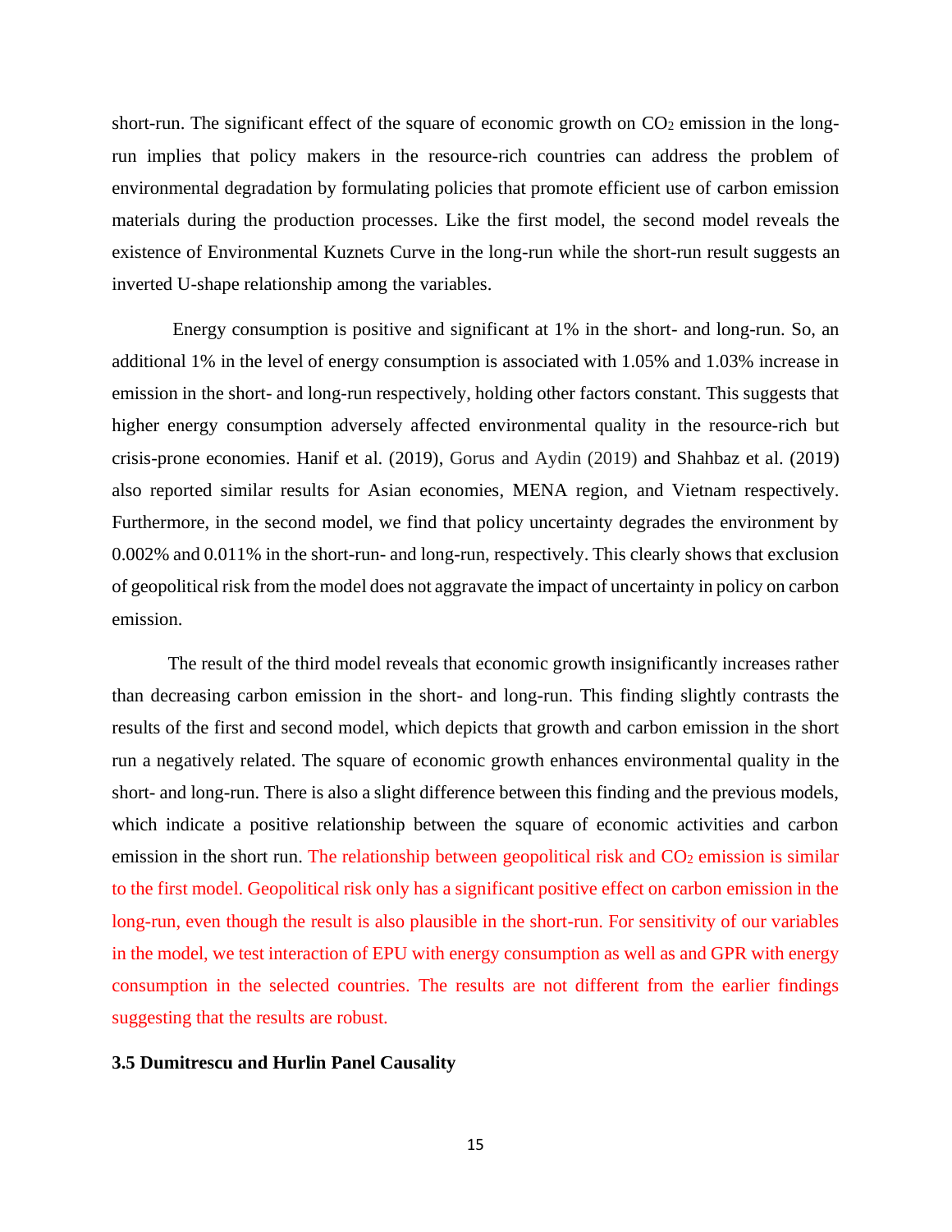short-run. The significant effect of the square of economic growth on $CO_2$ emission in the long-run implies that policy makers in the resource-rich countries can address the problem of environmental degradation by formulating policies that promote efficient use of carbon emission materials during the production processes. Like the first model, the second model reveals the existence of Environmental Kuznets Curve in the long-run while the short-run result suggests an inverted U-shape relationship among the variables.

Energy consumption is positive and significant at 1% in the short- and long-run. So, an additional 1% in the level of energy consumption is associated with 1.05% and 1.03% increase in emission in the short- and long-run respectively, holding other factors constant. This suggests that higher energy consumption adversely affected environmental quality in the resource-rich but crisis-prone economies. Hanif et al. (2019), Gorus and Aydin (2019) and Shahbaz et al. (2019) also reported similar results for Asian economies, MENA region, and Vietnam respectively. Furthermore, in the second model, we find that policy uncertainty degrades the environment by 0.002% and 0.011% in the short-run- and long-run, respectively. This clearly shows that exclusion of geopolitical risk from the model does not aggravate the impact of uncertainty in policy on carbon emission.

The result of the third model reveals that economic growth insignificantly increases rather than decreasing carbon emission in the short- and long-run. This finding slightly contrasts the results of the first and second model, which depicts that growth and carbon emission in the short run a negatively related. The square of economic growth enhances environmental quality in the short- and long-run. There is also a slight difference between this finding and the previous models, which indicate a positive relationship between the square of economic activities and carbon emission in the short run. The relationship between geopolitical risk and $CO_2$ emission is similar to the first model. Geopolitical risk only has a significant positive effect on carbon emission in the long-run, even though the result is also plausible in the short-run. For sensitivity of our variables in the model, we test interaction of EPU with energy consumption as well as and GPR with energy consumption in the selected countries. The results are not different from the earlier findings suggesting that the results are robust.

### 3.5 Dumitrescu and Hurlin Panel Causality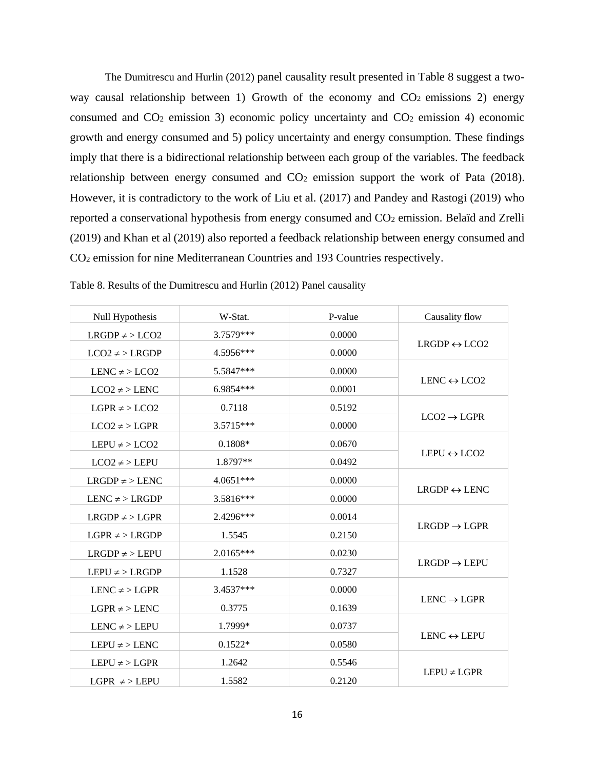The Dumitrescu and Hurlin (2012) panel causality result presented in Table 8 suggest a two-way causal relationship between 1) Growth of the economy and $CO_2$ emissions 2) energy consumed and $CO_2$ emission 3) economic policy uncertainty and $CO_2$ emission 4) economic growth and energy consumed and 5) policy uncertainty and energy consumption. These findings imply that there is a bidirectional relationship between each group of the variables. The feedback relationship between energy consumed and $CO_2$ emission support the work of Pata (2018). However, it is contradictory to the work of Liu et al. (2017) and Pandey and Rastogi (2019) who reported a conservational hypothesis from energy consumed and $CO_2$ emission. Belaïd and Zrelli (2019) and Khan et al (2019) also reported a feedback relationship between energy consumed and $CO_2$ emission for nine Mediterranean Countries and 193 Countries respectively.

Table 8. Results of the Dumitrescu and Hurlin (2012) Panel causality

| Null Hypothesis | W-Stat. | P-value | Causality flow |
|---|---|---|---|
| LRGDP $\neq >$ LCO2 | 3.7579*** | 0.0000 | LRGDP $\leftrightarrow$ LCO2 |
| LCO2 $\neq >$ LRGDP | 4.5956*** | 0.0000 | |
| LENC $\neq >$ LCO2 | 5.5847*** | 0.0000 | LENC $\leftrightarrow$ LCO2 |
| LCO2 $\neq >$ LENC | 6.9854*** | 0.0001 | |
| LGPR $\neq >$ LCO2 | 0.7118 | 0.5192 | LCO2 $\rightarrow$ LGPR |
| LCO2 $\neq >$ LGPR | 3.5715*** | 0.0000 | |
| LEPU $\neq >$ LCO2 | 0.1808* | 0.0670 | LEPU $\leftrightarrow$ LCO2 |
| LCO2 $\neq >$ LEPU | 1.8797** | 0.0492 | |
| LRGDP $\neq >$ LENC | 4.0651*** | 0.0000 | LRGDP $\leftrightarrow$ LENC |
| LENC $\neq >$ LRGDP | 3.5816*** | 0.0000 | |
| LRGDP $\neq >$ LGPR | 2.4296*** | 0.0014 | LRGDP $\rightarrow$ LGPR |
| LGPR $\neq >$ LRGDP | 1.5545 | 0.2150 | |
| LRGDP $\neq >$ LEPU | 2.0165*** | 0.0230 | LRGDP $\rightarrow$ LEPU |
| LEPU $\neq >$ LRGDP | 1.1528 | 0.7327 | |
| LENC $\neq >$ LGPR | 3.4537*** | 0.0000 | LENC $\rightarrow$ LGPR |
| LGPR $\neq >$ LENC | 0.3775 | 0.1639 | |
| LENC $\neq >$ LEPU | 1.7999* | 0.0737 | LENC $\leftrightarrow$ LEPU |
| LEPU $\neq >$ LENC | 0.1522* | 0.0580 | |
| LEPU $\neq >$ LGPR | 1.2642 | 0.5546 | LEPU $\neq$ LGPR |
| LGPR $\neq >$ LEPU | 1.5582 | 0.2120 | |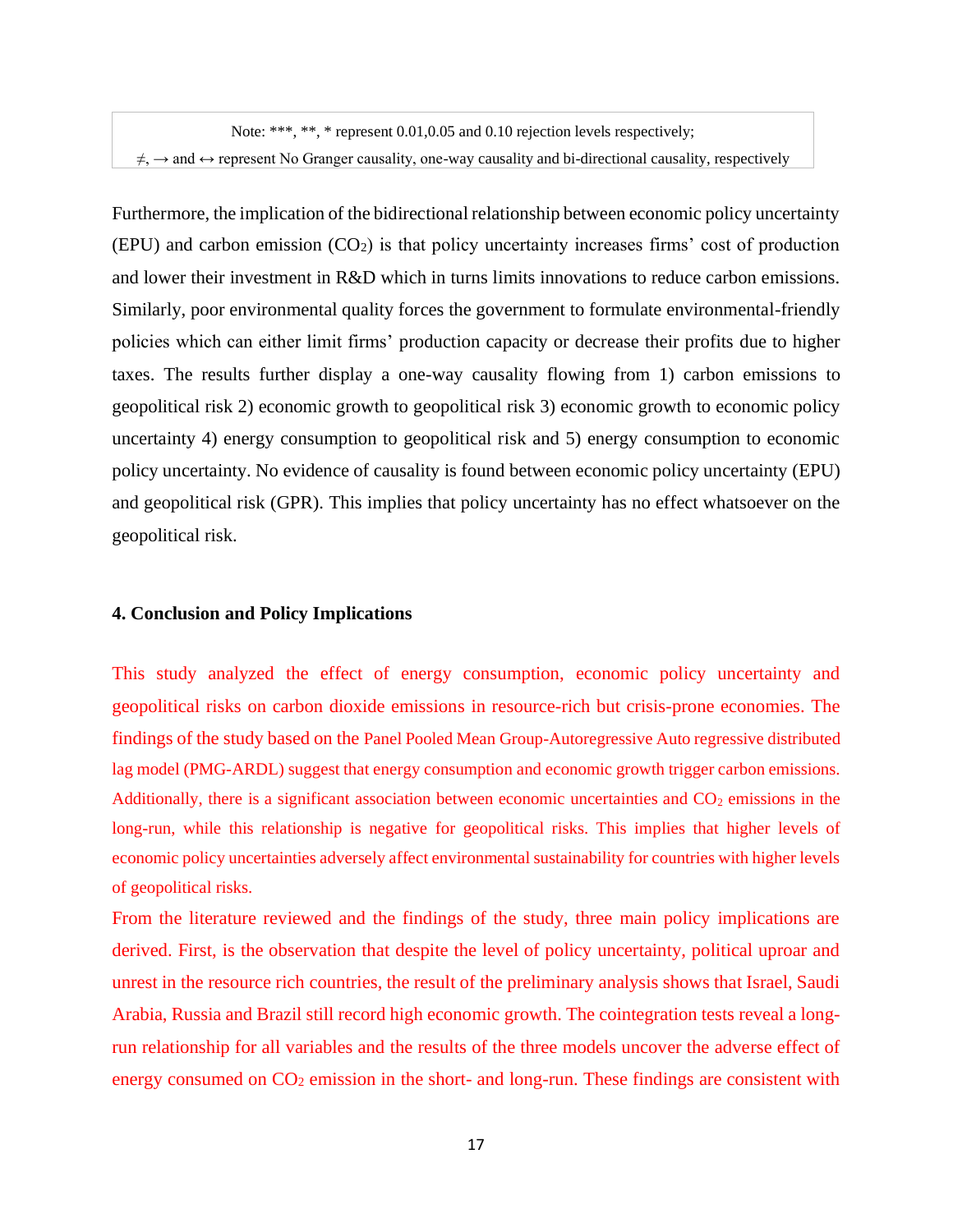Note: ***, **, * represent 0.01,0.05 and 0.10 rejection levels respectively;
≠, → and ↔ represent No Granger causality, one-way causality and bi-directional causality, respectively

Furthermore, the implication of the bidirectional relationship between economic policy uncertainty (EPU) and carbon emission ($CO_2$) is that policy uncertainty increases firms' cost of production and lower their investment in R&D which in turns limits innovations to reduce carbon emissions. Similarly, poor environmental quality forces the government to formulate environmental-friendly policies which can either limit firms' production capacity or decrease their profits due to higher taxes. The results further display a one-way causality flowing from 1) carbon emissions to geopolitical risk 2) economic growth to geopolitical risk 3) economic growth to economic policy uncertainty 4) energy consumption to geopolitical risk and 5) energy consumption to economic policy uncertainty. No evidence of causality is found between economic policy uncertainty (EPU) and geopolitical risk (GPR). This implies that policy uncertainty has no effect whatsoever on the geopolitical risk.

## 4. Conclusion and Policy Implications

This study analyzed the effect of energy consumption, economic policy uncertainty and geopolitical risks on carbon dioxide emissions in resource-rich but crisis-prone economies. The findings of the study based on the Panel Pooled Mean Group-Autoregressive Auto regressive distributed lag model (PMG-ARDL) suggest that energy consumption and economic growth trigger carbon emissions. Additionally, there is a significant association between economic uncertainties and $CO_2$ emissions in the long-run, while this relationship is negative for geopolitical risks. This implies that higher levels of economic policy uncertainties adversely affect environmental sustainability for countries with higher levels of geopolitical risks.

From the literature reviewed and the findings of the study, three main policy implications are derived. First, is the observation that despite the level of policy uncertainty, political uproar and unrest in the resource rich countries, the result of the preliminary analysis shows that Israel, Saudi Arabia, Russia and Brazil still record high economic growth. The cointegration tests reveal a long-run relationship for all variables and the results of the three models uncover the adverse effect of energy consumed on $CO_2$ emission in the short- and long-run. These findings are consistent with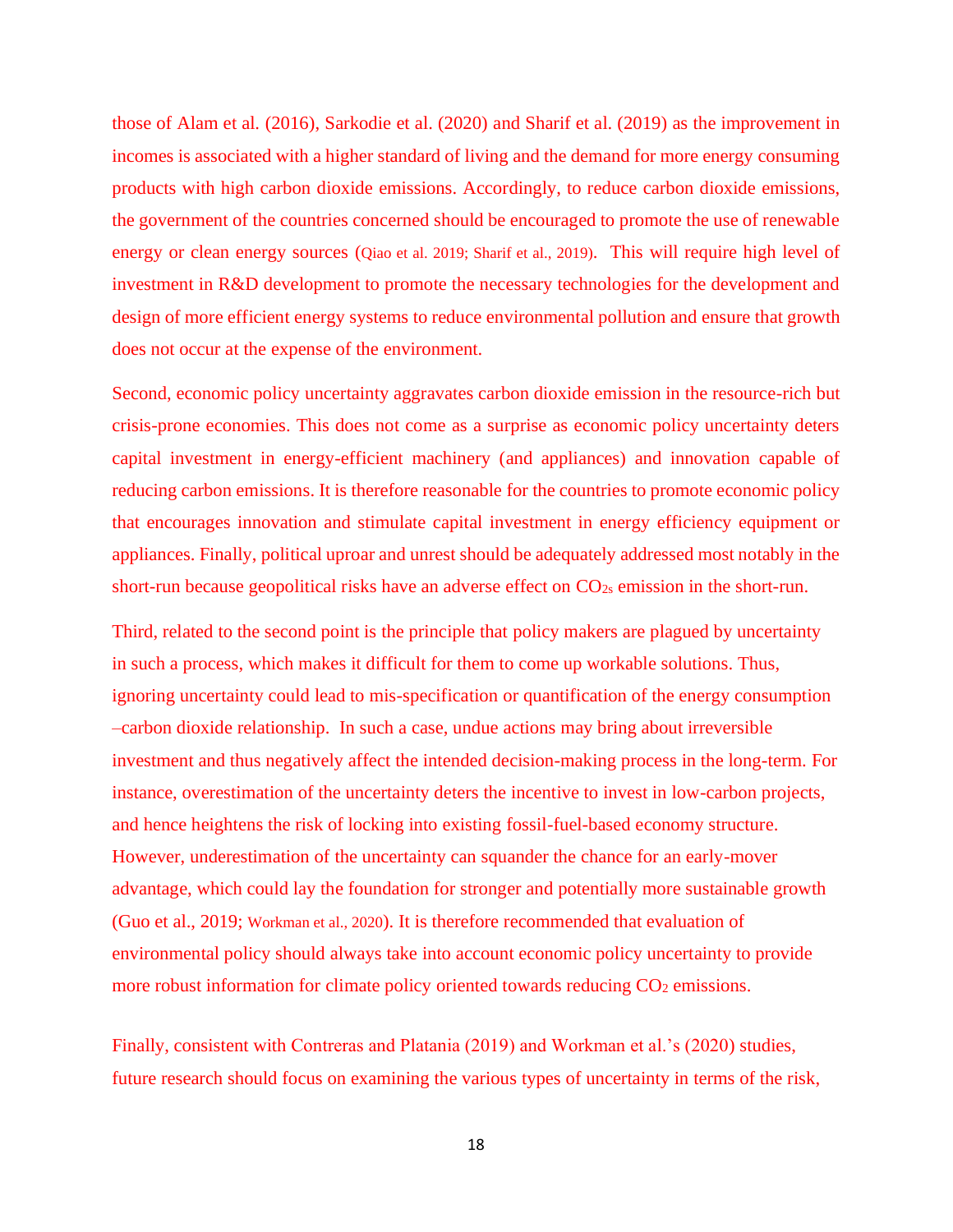those of Alam et al. (2016), Sarkodie et al. (2020) and Sharif et al. (2019) as the improvement in incomes is associated with a higher standard of living and the demand for more energy consuming products with high carbon dioxide emissions. Accordingly, to reduce carbon dioxide emissions, the government of the countries concerned should be encouraged to promote the use of renewable energy or clean energy sources (Qiao et al. 2019; Sharif et al., 2019). This will require high level of investment in R&D development to promote the necessary technologies for the development and design of more efficient energy systems to reduce environmental pollution and ensure that growth does not occur at the expense of the environment.

Second, economic policy uncertainty aggravates carbon dioxide emission in the resource-rich but crisis-prone economies. This does not come as a surprise as economic policy uncertainty deters capital investment in energy-efficient machinery (and appliances) and innovation capable of reducing carbon emissions. It is therefore reasonable for the countries to promote economic policy that encourages innovation and stimulate capital investment in energy efficiency equipment or appliances. Finally, political uproar and unrest should be adequately addressed most notably in the short-run because geopolitical risks have an adverse effect on $CO_{2s}$ emission in the short-run.

Third, related to the second point is the principle that policy makers are plagued by uncertainty in such a process, which makes it difficult for them to come up workable solutions. Thus, ignoring uncertainty could lead to mis-specification or quantification of the energy consumption –carbon dioxide relationship. In such a case, undue actions may bring about irreversible investment and thus negatively affect the intended decision-making process in the long-term. For instance, overestimation of the uncertainty deters the incentive to invest in low-carbon projects, and hence heightens the risk of locking into existing fossil-fuel-based economy structure. However, underestimation of the uncertainty can squander the chance for an early-mover advantage, which could lay the foundation for stronger and potentially more sustainable growth (Guo et al., 2019; Workman et al., 2020). It is therefore recommended that evaluation of environmental policy should always take into account economic policy uncertainty to provide more robust information for climate policy oriented towards reducing $CO_2$ emissions.

Finally, consistent with Contreras and Platania (2019) and Workman et al.'s (2020) studies, future research should focus on examining the various types of uncertainty in terms of the risk,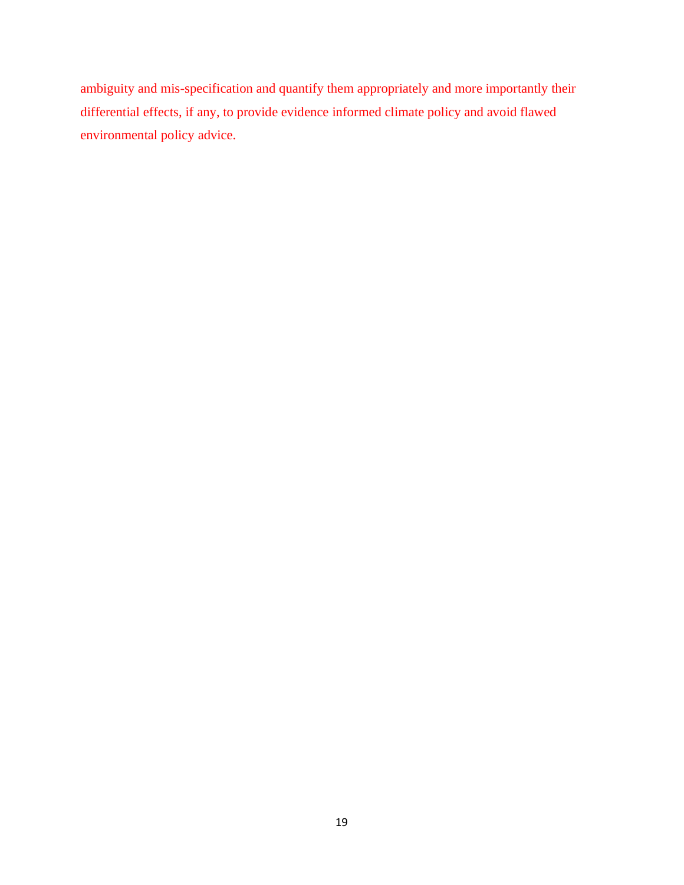ambiguity and mis-specification and quantify them appropriately and more importantly their differential effects, if any, to provide evidence informed climate policy and avoid flawed environmental policy advice.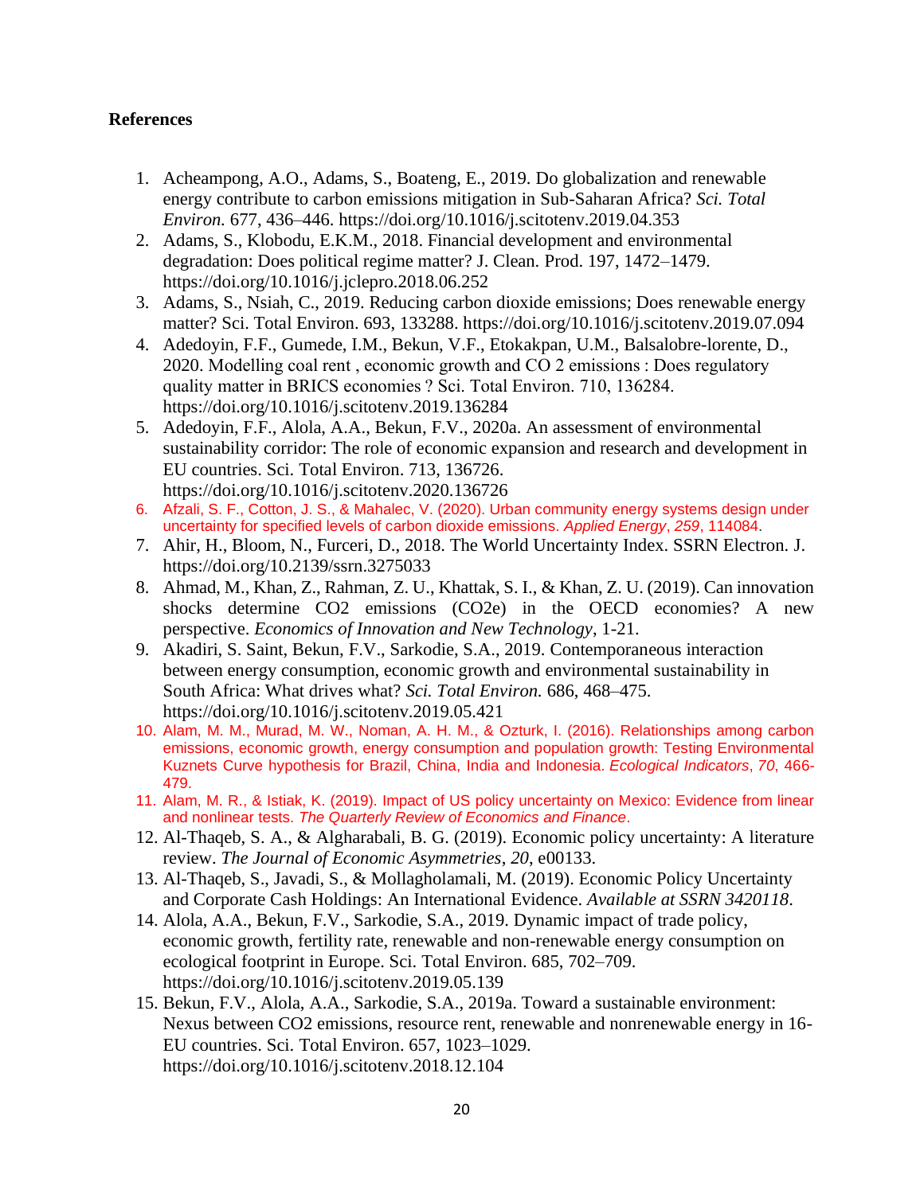## References

1. Acheampong, A.O., Adams, S., Boateng, E., 2019. Do globalization and renewable energy contribute to carbon emissions mitigation in Sub-Saharan Africa? *Sci. Total Environ.* 677, 436–446. https://doi.org/10.1016/j.scitotenv.2019.04.353
2. Adams, S., Klobodu, E.K.M., 2018. Financial development and environmental degradation: Does political regime matter? J. Clean. Prod. 197, 1472–1479. https://doi.org/10.1016/j.jclepro.2018.06.252
3. Adams, S., Nsiah, C., 2019. Reducing carbon dioxide emissions; Does renewable energy matter? Sci. Total Environ. 693, 133288. https://doi.org/10.1016/j.scitotenv.2019.07.094
4. Adedoyin, F.F., Gumede, I.M., Bekun, V.F., Etokakpan, U.M., Balsalobre-lorente, D., 2020. Modelling coal rent , economic growth and CO 2 emissions : Does regulatory quality matter in BRICS economies ? Sci. Total Environ. 710, 136284. https://doi.org/10.1016/j.scitotenv.2019.136284
5. Adedoyin, F.F., Alola, A.A., Bekun, F.V., 2020a. An assessment of environmental sustainability corridor: The role of economic expansion and research and development in EU countries. Sci. Total Environ. 713, 136726. https://doi.org/10.1016/j.scitotenv.2020.136726
6. Afzali, S. F., Cotton, J. S., & Mahalec, V. (2020). Urban community energy systems design under uncertainty for specified levels of carbon dioxide emissions. *Applied Energy*, *259*, 114084.
7. Ahir, H., Bloom, N., Furceri, D., 2018. The World Uncertainty Index. SSRN Electron. J. https://doi.org/10.2139/ssrn.3275033
8. Ahmad, M., Khan, Z., Rahman, Z. U., Khattak, S. I., & Khan, Z. U. (2019). Can innovation shocks determine CO2 emissions (CO2e) in the OECD economies? A new perspective. *Economics of Innovation and New Technology*, 1-21.
9. Akadiri, S. Saint, Bekun, F.V., Sarkodie, S.A., 2019. Contemporaneous interaction between energy consumption, economic growth and environmental sustainability in South Africa: What drives what? *Sci. Total Environ.* 686, 468–475. https://doi.org/10.1016/j.scitotenv.2019.05.421
10. Alam, M. M., Murad, M. W., Noman, A. H. M., & Ozturk, I. (2016). Relationships among carbon emissions, economic growth, energy consumption and population growth: Testing Environmental Kuznets Curve hypothesis for Brazil, China, India and Indonesia. *Ecological Indicators*, *70*, 466-479.
11. Alam, M. R., & Istiak, K. (2019). Impact of US policy uncertainty on Mexico: Evidence from linear and nonlinear tests. *The Quarterly Review of Economics and Finance*.
12. Al-Thaqeb, S. A., & Algharabali, B. G. (2019). Economic policy uncertainty: A literature review. *The Journal of Economic Asymmetries*, *20*, e00133.
13. Al-Thaqeb, S., Javadi, S., & Mollagholamali, M. (2019). Economic Policy Uncertainty and Corporate Cash Holdings: An International Evidence. *Available at SSRN 3420118*.
14. Alola, A.A., Bekun, F.V., Sarkodie, S.A., 2019. Dynamic impact of trade policy, economic growth, fertility rate, renewable and non-renewable energy consumption on ecological footprint in Europe. Sci. Total Environ. 685, 702–709. https://doi.org/10.1016/j.scitotenv.2019.05.139
15. Bekun, F.V., Alola, A.A., Sarkodie, S.A., 2019a. Toward a sustainable environment: Nexus between CO2 emissions, resource rent, renewable and nonrenewable energy in 16-EU countries. Sci. Total Environ. 657, 1023–1029. https://doi.org/10.1016/j.scitotenv.2018.12.104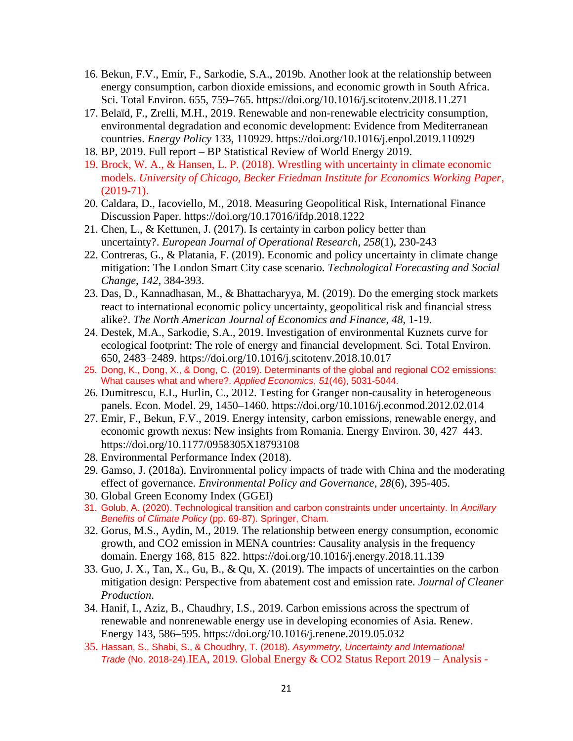16. Bekun, F.V., Emir, F., Sarkodie, S.A., 2019b. Another look at the relationship between energy consumption, carbon dioxide emissions, and economic growth in South Africa. Sci. Total Environ. 655, 759–765. https://doi.org/10.1016/j.scitotenv.2018.11.271
17. Belaïd, F., Zrelli, M.H., 2019. Renewable and non-renewable electricity consumption, environmental degradation and economic development: Evidence from Mediterranean countries. *Energy Policy* 133, 110929. https://doi.org/10.1016/j.enpol.2019.110929
18. BP, 2019. Full report – BP Statistical Review of World Energy 2019.
19. Brock, W. A., & Hansen, L. P. (2018). Wrestling with uncertainty in climate economic models. *University of Chicago, Becker Friedman Institute for Economics Working Paper*, (2019-71).
20. Caldara, D., Iacoviello, M., 2018. Measuring Geopolitical Risk, International Finance Discussion Paper. https://doi.org/10.17016/ifdp.2018.1222
21. Chen, L., & Kettunen, J. (2017). Is certainty in carbon policy better than uncertainty?. *European Journal of Operational Research*, *258*(1), 230-243
22. Contreras, G., & Platania, F. (2019). Economic and policy uncertainty in climate change mitigation: The London Smart City case scenario. *Technological Forecasting and Social Change*, *142*, 384-393.
23. Das, D., Kannadhasan, M., & Bhattacharyya, M. (2019). Do the emerging stock markets react to international economic policy uncertainty, geopolitical risk and financial stress alike?. *The North American Journal of Economics and Finance*, *48*, 1-19.
24. Destek, M.A., Sarkodie, S.A., 2019. Investigation of environmental Kuznets curve for ecological footprint: The role of energy and financial development. Sci. Total Environ. 650, 2483–2489. https://doi.org/10.1016/j.scitotenv.2018.10.017
25. Dong, K., Dong, X., & Dong, C. (2019). Determinants of the global and regional CO2 emissions: What causes what and where?. *Applied Economics*, *51*(46), 5031-5044.
26. Dumitrescu, E.I., Hurlin, C., 2012. Testing for Granger non-causality in heterogeneous panels. Econ. Model. 29, 1450–1460. https://doi.org/10.1016/j.econmod.2012.02.014
27. Emir, F., Bekun, F.V., 2019. Energy intensity, carbon emissions, renewable energy, and economic growth nexus: New insights from Romania. Energy Environ. 30, 427–443. https://doi.org/10.1177/0958305X18793108
28. Environmental Performance Index (2018).
29. Gamso, J. (2018a). Environmental policy impacts of trade with China and the moderating effect of governance. *Environmental Policy and Governance*, *28*(6), 395-405.
30. Global Green Economy Index (GGEI)
31. Golub, A. (2020). Technological transition and carbon constraints under uncertainty. In *Ancillary Benefits of Climate Policy* (pp. 69-87). Springer, Cham.
32. Gorus, M.S., Aydin, M., 2019. The relationship between energy consumption, economic growth, and CO2 emission in MENA countries: Causality analysis in the frequency domain. Energy 168, 815–822. https://doi.org/10.1016/j.energy.2018.11.139
33. Guo, J. X., Tan, X., Gu, B., & Qu, X. (2019). The impacts of uncertainties on the carbon mitigation design: Perspective from abatement cost and emission rate. *Journal of Cleaner Production*.
34. Hanif, I., Aziz, B., Chaudhry, I.S., 2019. Carbon emissions across the spectrum of renewable and nonrenewable energy use in developing economies of Asia. Renew. Energy 143, 586–595. https://doi.org/10.1016/j.renene.2019.05.032
35. Hassan, S., Shabi, S., & Choudhry, T. (2018). *Asymmetry, Uncertainty and International Trade* (No. 2018-24).IEA, 2019. Global Energy & CO2 Status Report 2019 – Analysis -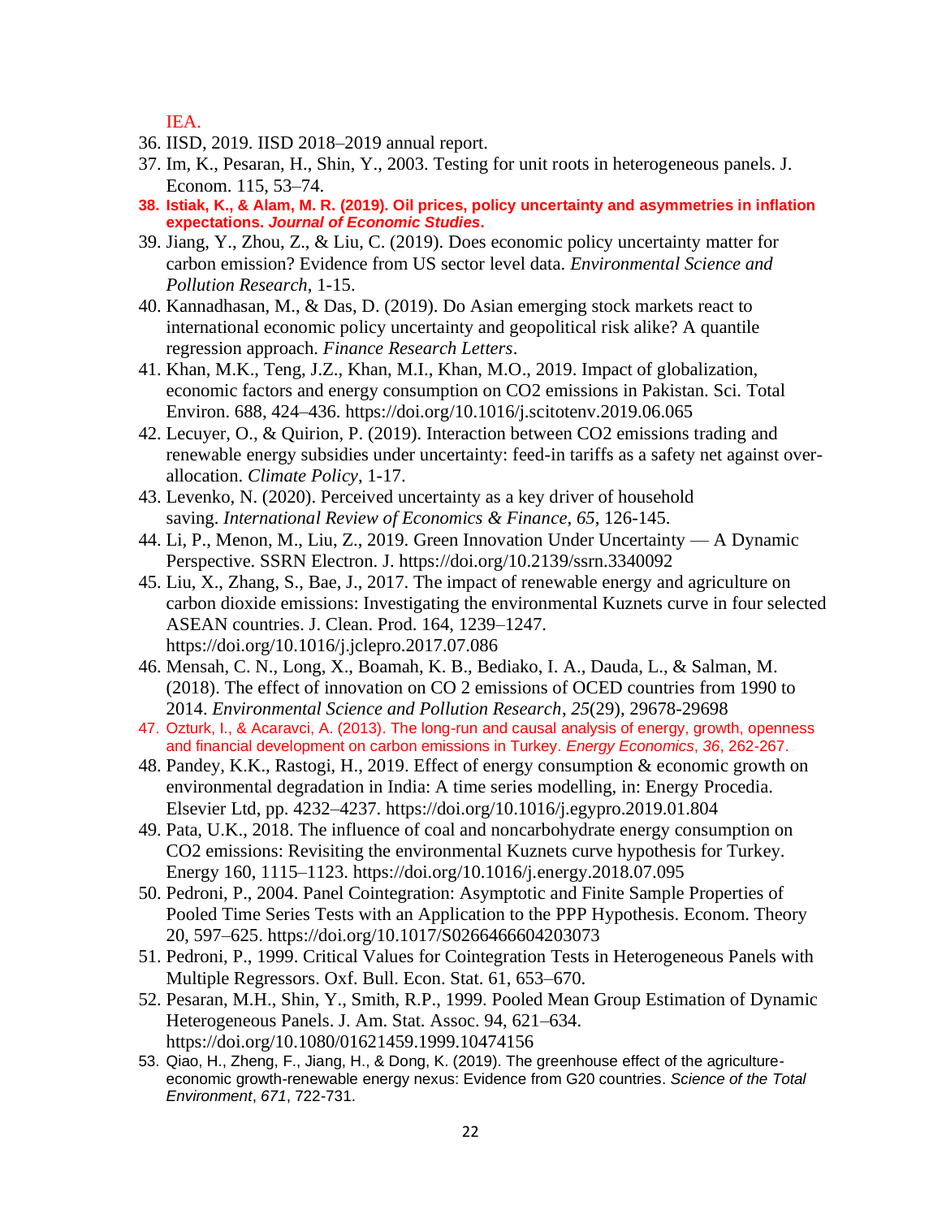IEA.

36. IISD, 2019. IISD 2018–2019 annual report.
37. Im, K., Pesaran, H., Shin, Y., 2003. Testing for unit roots in heterogeneous panels. J. Econom. 115, 53–74.
38. **Istiak, K., & Alam, M. R. (2019). Oil prices, policy uncertainty and asymmetries in inflation expectations. *Journal of Economic Studies*.**
39. Jiang, Y., Zhou, Z., & Liu, C. (2019). Does economic policy uncertainty matter for carbon emission? Evidence from US sector level data. *Environmental Science and Pollution Research*, 1-15.
40. Kannadhasan, M., & Das, D. (2019). Do Asian emerging stock markets react to international economic policy uncertainty and geopolitical risk alike? A quantile regression approach. *Finance Research Letters*.
41. Khan, M.K., Teng, J.Z., Khan, M.I., Khan, M.O., 2019. Impact of globalization, economic factors and energy consumption on CO2 emissions in Pakistan. Sci. Total Environ. 688, 424–436. https://doi.org/10.1016/j.scitotenv.2019.06.065
42. Lecuyer, O., & Quirion, P. (2019). Interaction between CO2 emissions trading and renewable energy subsidies under uncertainty: feed-in tariffs as a safety net against over-allocation. *Climate Policy*, 1-17.
43. Levenko, N. (2020). Perceived uncertainty as a key driver of household saving. *International Review of Economics & Finance*, *65*, 126-145.
44. Li, P., Menon, M., Liu, Z., 2019. Green Innovation Under Uncertainty — A Dynamic Perspective. SSRN Electron. J. https://doi.org/10.2139/ssrn.3340092
45. Liu, X., Zhang, S., Bae, J., 2017. The impact of renewable energy and agriculture on carbon dioxide emissions: Investigating the environmental Kuznets curve in four selected ASEAN countries. J. Clean. Prod. 164, 1239–1247. https://doi.org/10.1016/j.jclepro.2017.07.086
46. Mensah, C. N., Long, X., Boamah, K. B., Bediako, I. A., Dauda, L., & Salman, M. (2018). The effect of innovation on CO 2 emissions of OCED countries from 1990 to 2014. *Environmental Science and Pollution Research*, *25*(29), 29678-29698
47. Ozturk, I., & Acaravci, A. (2013). The long-run and causal analysis of energy, growth, openness and financial development on carbon emissions in Turkey. *Energy Economics*, *36*, 262-267.
48. Pandey, K.K., Rastogi, H., 2019. Effect of energy consumption & economic growth on environmental degradation in India: A time series modelling, in: Energy Procedia. Elsevier Ltd, pp. 4232–4237. https://doi.org/10.1016/j.egypro.2019.01.804
49. Pata, U.K., 2018. The influence of coal and noncarbohydrate energy consumption on CO2 emissions: Revisiting the environmental Kuznets curve hypothesis for Turkey. Energy 160, 1115–1123. https://doi.org/10.1016/j.energy.2018.07.095
50. Pedroni, P., 2004. Panel Cointegration: Asymptotic and Finite Sample Properties of Pooled Time Series Tests with an Application to the PPP Hypothesis. Econom. Theory 20, 597–625. https://doi.org/10.1017/S0266466604203073
51. Pedroni, P., 1999. Critical Values for Cointegration Tests in Heterogeneous Panels with Multiple Regressors. Oxf. Bull. Econ. Stat. 61, 653–670.
52. Pesaran, M.H., Shin, Y., Smith, R.P., 1999. Pooled Mean Group Estimation of Dynamic Heterogeneous Panels. J. Am. Stat. Assoc. 94, 621–634. https://doi.org/10.1080/01621459.1999.10474156
53. Qiao, H., Zheng, F., Jiang, H., & Dong, K. (2019). The greenhouse effect of the agriculture-economic growth-renewable energy nexus: Evidence from G20 countries. *Science of the Total Environment*, *671*, 722-731.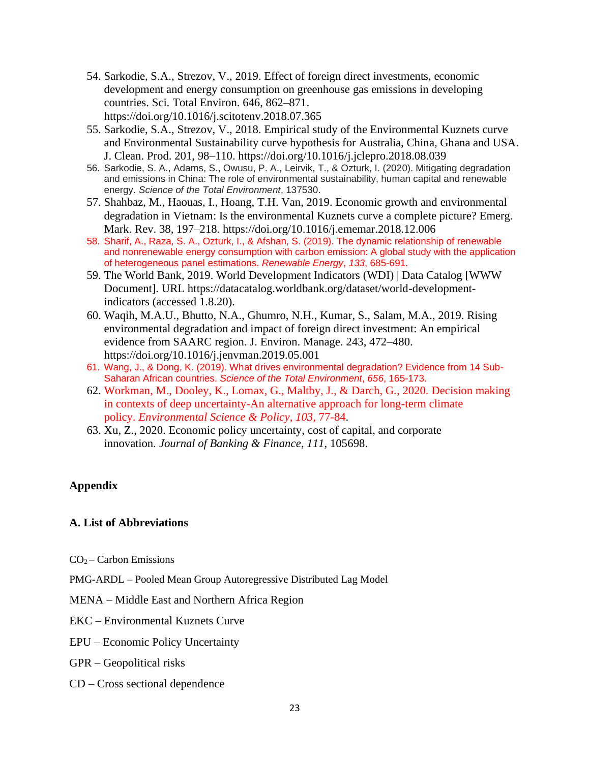54. Sarkodie, S.A., Strezov, V., 2019. Effect of foreign direct investments, economic development and energy consumption on greenhouse gas emissions in developing countries. Sci. Total Environ. 646, 862–871. https://doi.org/10.1016/j.scitotenv.2018.07.365
55. Sarkodie, S.A., Strezov, V., 2018. Empirical study of the Environmental Kuznets curve and Environmental Sustainability curve hypothesis for Australia, China, Ghana and USA. J. Clean. Prod. 201, 98–110. https://doi.org/10.1016/j.jclepro.2018.08.039
56. Sarkodie, S. A., Adams, S., Owusu, P. A., Leirvik, T., & Ozturk, I. (2020). Mitigating degradation and emissions in China: The role of environmental sustainability, human capital and renewable energy. *Science of the Total Environment*, 137530.
57. Shahbaz, M., Haouas, I., Hoang, T.H. Van, 2019. Economic growth and environmental degradation in Vietnam: Is the environmental Kuznets curve a complete picture? Emerg. Mark. Rev. 38, 197–218. https://doi.org/10.1016/j.ememar.2018.12.006
58. Sharif, A., Raza, S. A., Ozturk, I., & Afshan, S. (2019). The dynamic relationship of renewable and nonrenewable energy consumption with carbon emission: A global study with the application of heterogeneous panel estimations. *Renewable Energy*, *133*, 685-691.
59. The World Bank, 2019. World Development Indicators (WDI) | Data Catalog [WWW Document]. URL https://datacatalog.worldbank.org/dataset/world-development-indicators (accessed 1.8.20).
60. Waqih, M.A.U., Bhutto, N.A., Ghumro, N.H., Kumar, S., Salam, M.A., 2019. Rising environmental degradation and impact of foreign direct investment: An empirical evidence from SAARC region. J. Environ. Manage. 243, 472–480. https://doi.org/10.1016/j.jenvman.2019.05.001
61. Wang, J., & Dong, K. (2019). What drives environmental degradation? Evidence from 14 Sub-Saharan African countries. *Science of the Total Environment*, *656*, 165-173.
62. Workman, M., Dooley, K., Lomax, G., Maltby, J., & Darch, G., 2020. Decision making in contexts of deep uncertainty-An alternative approach for long-term climate policy. *Environmental Science & Policy*, *103*, 77-84.
63. Xu, Z., 2020. Economic policy uncertainty, cost of capital, and corporate innovation. *Journal of Banking & Finance*, *111*, 105698.

## Appendix

### A. List of Abbreviations

$CO_2$ – Carbon Emissions

PMG-ARDL – Pooled Mean Group Autoregressive Distributed Lag Model

MENA – Middle East and Northern Africa Region

EKC – Environmental Kuznets Curve

EPU – Economic Policy Uncertainty

GPR – Geopolitical risks

CD – Cross sectional dependence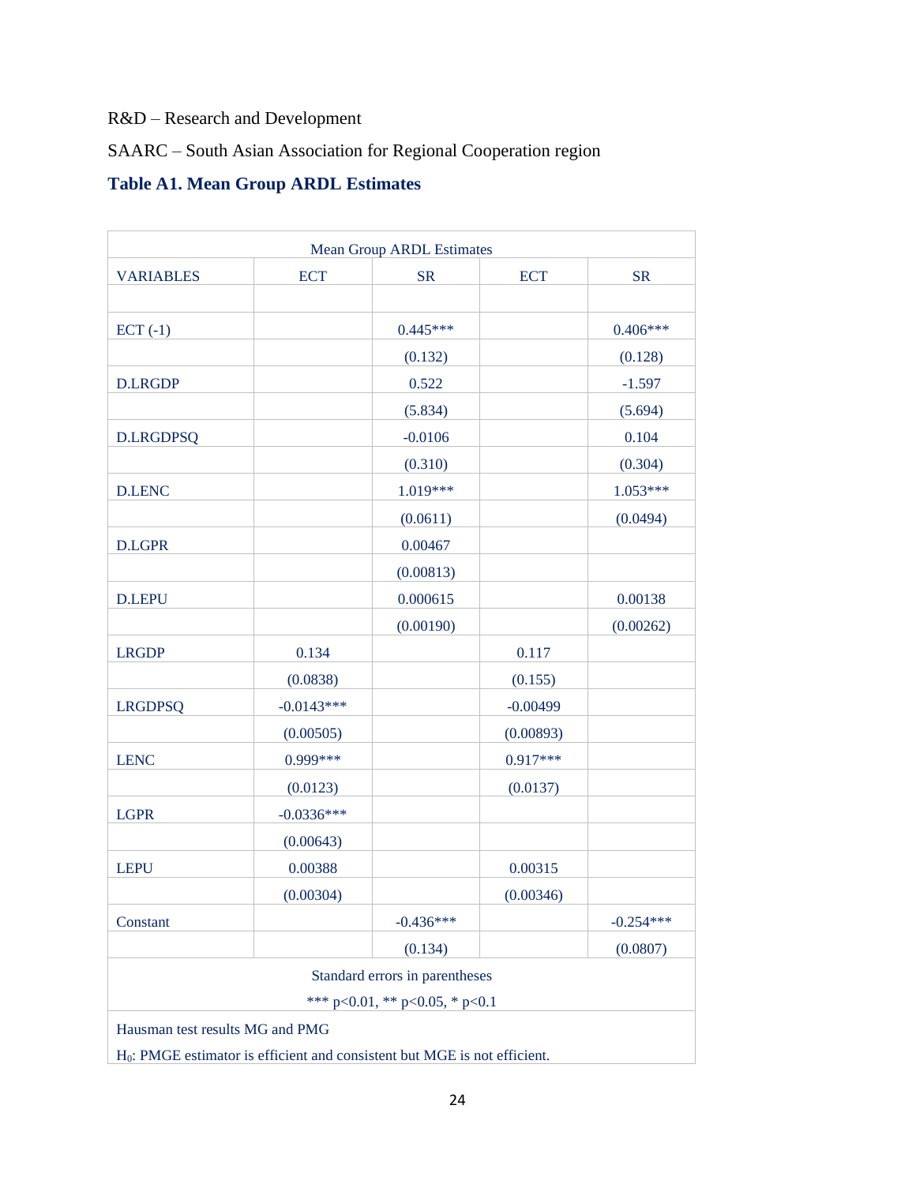R&D – Research and Development

SAARC – South Asian Association for Regional Cooperation region

### Table A1. Mean Group ARDL Estimates

| Mean Group ARDL Estimates | | | | |
|---|---|---|---|---|
| VARIABLES | ECT | SR | ECT | SR |
| | | | | |
| ECT (-1) | | 0.445*** | | 0.406*** |
| | | (0.132) | | (0.128) |
| D.LRGDP | | 0.522 | | -1.597 |
| | | (5.834) | | (5.694) |
| D.LRGDPSQ | | -0.0106 | | 0.104 |
| | | (0.310) | | (0.304) |
| D.LENC | | 1.019*** | | 1.053*** |
| | | (0.0611) | | (0.0494) |
| D.LGPR | | 0.00467 | | |
| | | (0.00813) | | |
| D.LEPU | | 0.000615 | | 0.00138 |
| | | (0.00190) | | (0.00262) |
| LRGDP | 0.134 | | 0.117 | |
| | (0.0838) | | (0.155) | |
| LRGDPSQ | -0.0143*** | | -0.00499 | |
| | (0.00505) | | (0.00893) | |
| LENC | 0.999*** | | 0.917*** | |
| | (0.0123) | | (0.0137) | |
| LGPR | -0.0336*** | | | |
| | (0.00643) | | | |
| LEPU | 0.00388 | | 0.00315 | |
| | (0.00304) | | (0.00346) | |
| Constant | | -0.436*** | | -0.254*** |
| | | (0.134) | | (0.0807) |

Standard errors in parentheses

*** p<0.01, ** p<0.05, * p<0.1

Hausman test results MG and PMG

$H_0$: PMGE estimator is efficient and consistent but MGE is not efficient.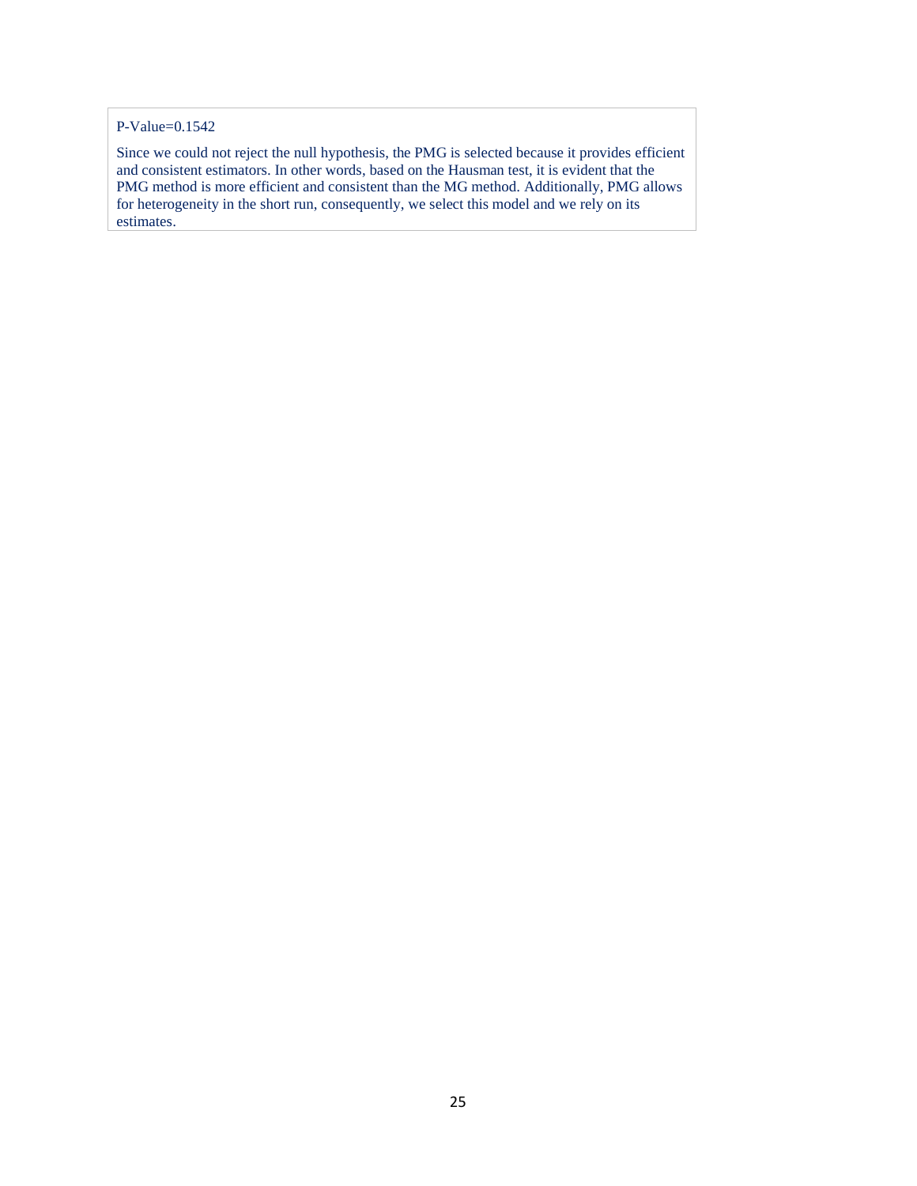P-Value=0.1542

Since we could not reject the null hypothesis, the PMG is selected because it provides efficient and consistent estimators. In other words, based on the Hausman test, it is evident that the PMG method is more efficient and consistent than the MG method. Additionally, PMG allows for heterogeneity in the short run, consequently, we select this model and we rely on its estimates.